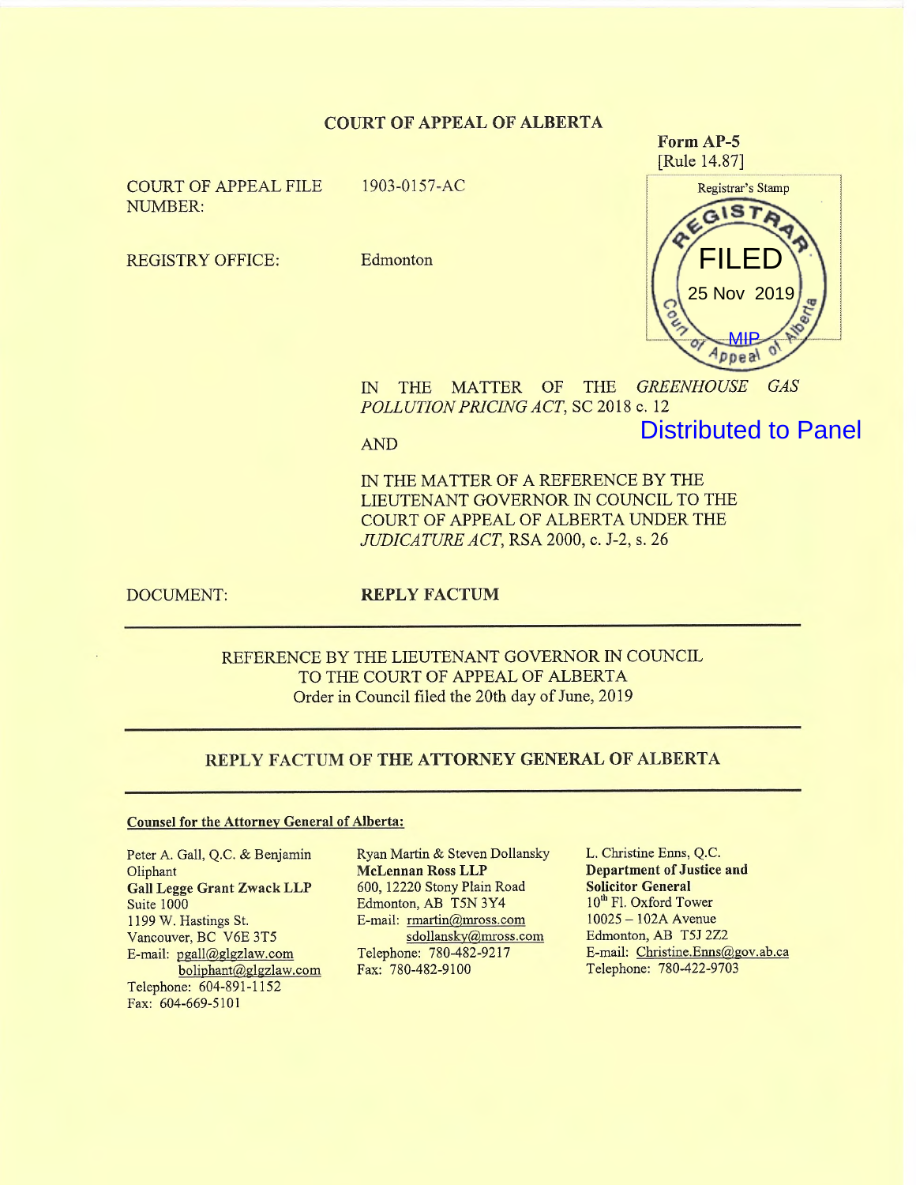# COURT OF APPEAL OF ALBERTA

**Form AP-5**
[Rule 14.87]

COURT OF APPEAL FILE NUMBER: 1903-0157-AC

REGISTRY OFFICE: Edmonton

Registrar's Stamp

FILED
25 Nov 2019
MIP
Court of Appeal of Alberta

IN THE MATTER OF THE *GREENHOUSE GAS POLLUTION PRICING ACT*, SC 2018 c. 12

Distributed to Panel

AND

IN THE MATTER OF A REFERENCE BY THE LIEUTENANT GOVERNOR IN COUNCIL TO THE COURT OF APPEAL OF ALBERTA UNDER THE *JUDICATURE ACT*, RSA 2000, c. J-2, s. 26

DOCUMENT: **REPLY FACTUM**

---

REFERENCE BY THE LIEUTENANT GOVERNOR IN COUNCIL TO THE COURT OF APPEAL OF ALBERTA
Order in Council filed the 20th day of June, 2019

---

## REPLY FACTUM OF THE ATTORNEY GENERAL OF ALBERTA

---

**Counsel for the Attorney General of Alberta:**

Peter A. Gall, Q.C. & Benjamin Oliphant
**Gall Legge Grant Zwack LLP**
Suite 1000
1199 W. Hastings St.
Vancouver, BC V6E 3T5
E-mail: pgall@glgzlaw.com
boliphant@glgzlaw.com
Telephone: 604-891-1152
Fax: 604-669-5101

Ryan Martin & Steven Dollansky
**McLennan Ross LLP**
600, 12220 Stony Plain Road
Edmonton, AB T5N 3Y4
E-mail: rmartin@mross.com
sdollansky@mross.com
Telephone: 780-482-9217
Fax: 780-482-9100

L. Christine Enns, Q.C.
**Department of Justice and Solicitor General**
10th Fl. Oxford Tower
10025 – 102A Avenue
Edmonton, AB T5J 2Z2
E-mail: Christine.Enns@gov.ab.ca
Telephone: 780-422-9703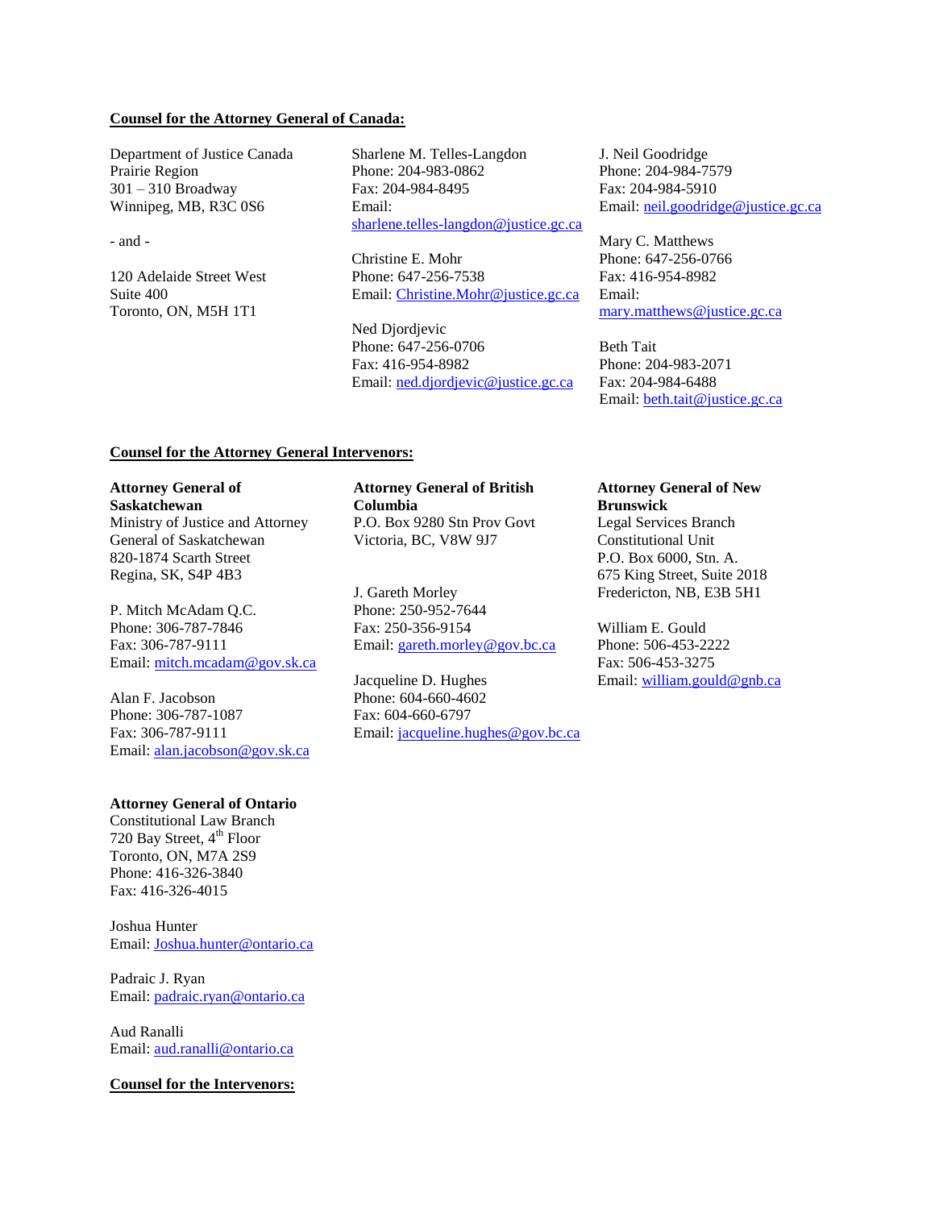**Counsel for the Attorney General of Canada:**

Department of Justice Canada
Prairie Region
301 – 310 Broadway
Winnipeg, MB, R3C 0S6

- and -

120 Adelaide Street West
Suite 400
Toronto, ON, M5H 1T1

Sharlene M. Telles-Langdon
Phone: 204-983-0862
Fax: 204-984-8495
Email: sharlene.telles-langdon@justice.gc.ca

Christine E. Mohr
Phone: 647-256-7538
Email: Christine.Mohr@justice.gc.ca

Ned Djordjevic
Phone: 647-256-0706
Fax: 416-954-8982
Email: ned.djordjevic@justice.gc.ca

J. Neil Goodridge
Phone: 204-984-7579
Fax: 204-984-5910
Email: neil.goodridge@justice.gc.ca

Mary C. Matthews
Phone: 647-256-0766
Fax: 416-954-8982
Email: mary.matthews@justice.gc.ca

Beth Tait
Phone: 204-983-2071
Fax: 204-984-6488
Email: beth.tait@justice.gc.ca

**Counsel for the Attorney General Intervenors:**

**Attorney General of Saskatchewan**
Ministry of Justice and Attorney General of Saskatchewan
820-1874 Scarth Street
Regina, SK, S4P 4B3

P. Mitch McAdam Q.C.
Phone: 306-787-7846
Fax: 306-787-9111
Email: mitch.mcadam@gov.sk.ca

Alan F. Jacobson
Phone: 306-787-1087
Fax: 306-787-9111
Email: alan.jacobson@gov.sk.ca

**Attorney General of British Columbia**
P.O. Box 9280 Stn Prov Govt
Victoria, BC, V8W 9J7

J. Gareth Morley
Phone: 250-952-7644
Fax: 250-356-9154
Email: gareth.morley@gov.bc.ca

Jacqueline D. Hughes
Phone: 604-660-4602
Fax: 604-660-6797
Email: jacqueline.hughes@gov.bc.ca

**Attorney General of New Brunswick**
Legal Services Branch
Constitutional Unit
P.O. Box 6000, Stn. A.
675 King Street, Suite 2018
Fredericton, NB, E3B 5H1

William E. Gould
Phone: 506-453-2222
Fax: 506-453-3275
Email: william.gould@gnb.ca

**Attorney General of Ontario**
Constitutional Law Branch
720 Bay Street, 4th Floor
Toronto, ON, M7A 2S9
Phone: 416-326-3840
Fax: 416-326-4015

Joshua Hunter
Email: Joshua.hunter@ontario.ca

Padraic J. Ryan
Email: padraic.ryan@ontario.ca

Aud Ranalli
Email: aud.ranalli@ontario.ca

**Counsel for the Intervenors:**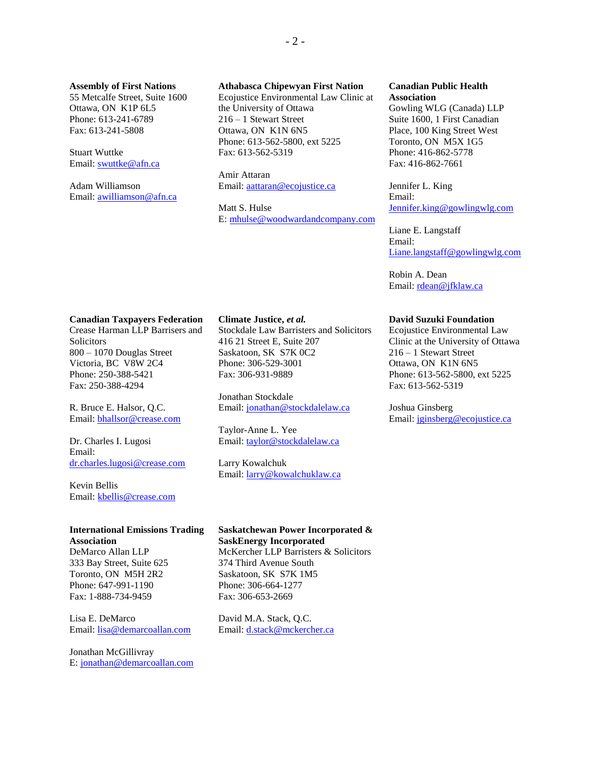**Assembly of First Nations**
55 Metcalfe Street, Suite 1600
Ottawa, ON K1P 6L5
Phone: 613-241-6789
Fax: 613-241-5808

Stuart Wuttke
Email: swuttke@afn.ca

Adam Williamson
Email: awilliamson@afn.ca

**Athabasca Chipewyan First Nation**
Ecojustice Environmental Law Clinic at the University of Ottawa
216 – 1 Stewart Street
Ottawa, ON K1N 6N5
Phone: 613-562-5800, ext 5225
Fax: 613-562-5319

Amir Attaran
Email: aattaran@ecojustice.ca

Matt S. Hulse
E: mhulse@woodwardandcompany.com

**Canadian Public Health Association**
Gowling WLG (Canada) LLP
Suite 1600, 1 First Canadian Place, 100 King Street West
Toronto, ON M5X 1G5
Phone: 416-862-5778
Fax: 416-862-7661

Jennifer L. King
Email: Jennifer.king@gowlingwlg.com

Liane E. Langstaff
Email: Liane.langstaff@gowlingwlg.com

Robin A. Dean
Email: rdean@jfklaw.ca

**Canadian Taxpayers Federation**
Crease Harman LLP Barristers and Solicitors
800 – 1070 Douglas Street
Victoria, BC V8W 2C4
Phone: 250-388-5421
Fax: 250-388-4294

R. Bruce E. Halsor, Q.C.
Email: bhallsor@crease.com

Dr. Charles I. Lugosi
Email: dr.charles.lugosi@crease.com

Kevin Bellis
Email: kbellis@crease.com

**Climate Justice, *et al.***
Stockdale Law Barristers and Solicitors
416 21 Street E, Suite 207
Saskatoon, SK S7K 0C2
Phone: 306-529-3001
Fax: 306-931-9889

Jonathan Stockdale
Email: jonathan@stockdalelaw.ca

Taylor-Anne L. Yee
Email: taylor@stockdalelaw.ca

Larry Kowalchuk
Email: larry@kowalchuklaw.ca

**David Suzuki Foundation**
Ecojustice Environmental Law Clinic at the University of Ottawa
216 – 1 Stewart Street
Ottawa, ON K1N 6N5
Phone: 613-562-5800, ext 5225
Fax: 613-562-5319

Joshua Ginsberg
Email: jginsberg@ecojustice.ca

**International Emissions Trading Association**
DeMarco Allan LLP
333 Bay Street, Suite 625
Toronto, ON M5H 2R2
Phone: 647-991-1190
Fax: 1-888-734-9459

Lisa E. DeMarco
Email: lisa@demarcoallan.com

Jonathan McGillivray
E: jonathan@demarcoallan.com

**Saskatchewan Power Incorporated & SaskEnergy Incorporated**
McKercher LLP Barristers & Solicitors
374 Third Avenue South
Saskatoon, SK S7K 1M5
Phone: 306-664-1277
Fax: 306-653-2669

David M.A. Stack, Q.C.
Email: d.stack@mckercher.ca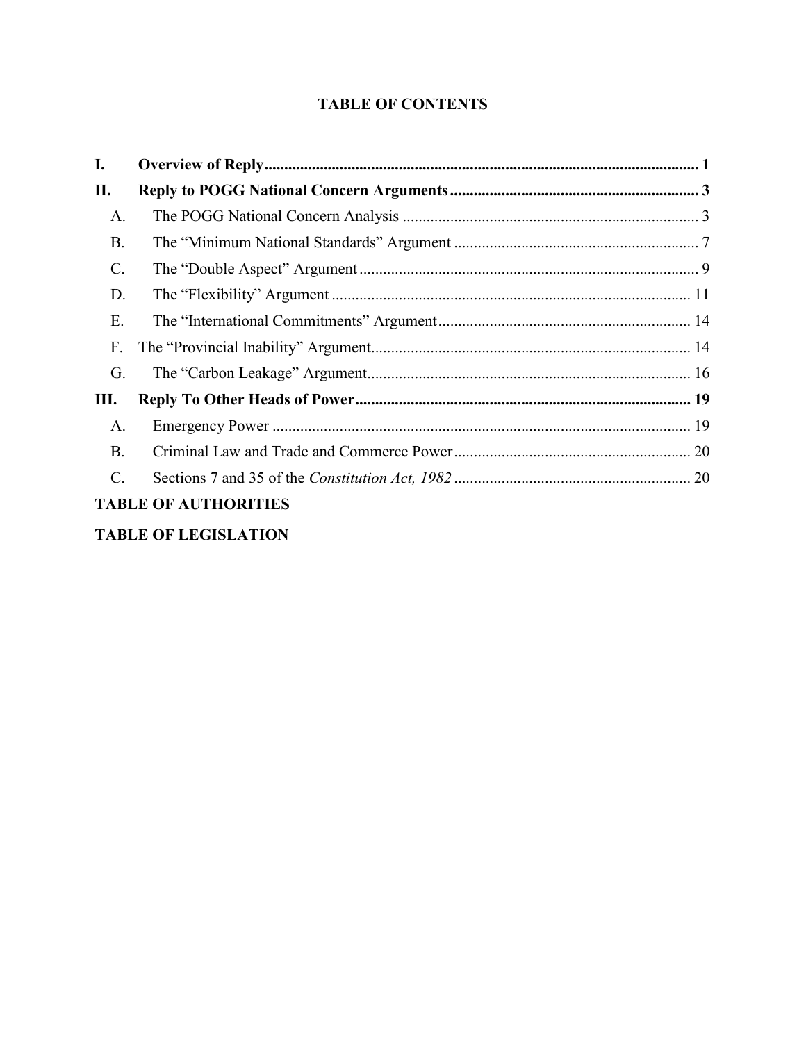# TABLE OF CONTENTS

| | | |
|---|---|---|
| **I.** | **Overview of Reply** | **1** |
| **II.** | **Reply to POGG National Concern Arguments** | **3** |
| A. | The POGG National Concern Analysis | 3 |
| B. | The "Minimum National Standards" Argument | 7 |
| C. | The "Double Aspect" Argument | 9 |
| D. | The "Flexibility" Argument | 11 |
| E. | The "International Commitments" Argument | 14 |
| F. | The "Provincial Inability" Argument | 14 |
| G. | The "Carbon Leakage" Argument | 16 |
| **III.** | **Reply To Other Heads of Power** | **19** |
| A. | Emergency Power | 19 |
| B. | Criminal Law and Trade and Commerce Power | 20 |
| C. | Sections 7 and 35 of the *Constitution Act, 1982* | 20 |

**TABLE OF AUTHORITIES**

**TABLE OF LEGISLATION**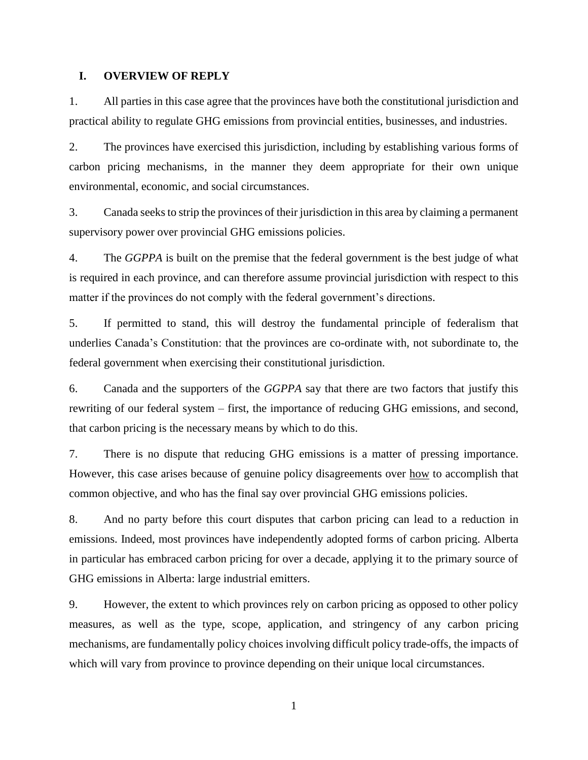## I. OVERVIEW OF REPLY

1. All parties in this case agree that the provinces have both the constitutional jurisdiction and practical ability to regulate GHG emissions from provincial entities, businesses, and industries.

2. The provinces have exercised this jurisdiction, including by establishing various forms of carbon pricing mechanisms, in the manner they deem appropriate for their own unique environmental, economic, and social circumstances.

3. Canada seeks to strip the provinces of their jurisdiction in this area by claiming a permanent supervisory power over provincial GHG emissions policies.

4. The *GGPPA* is built on the premise that the federal government is the best judge of what is required in each province, and can therefore assume provincial jurisdiction with respect to this matter if the provinces do not comply with the federal government's directions.

5. If permitted to stand, this will destroy the fundamental principle of federalism that underlies Canada's Constitution: that the provinces are co-ordinate with, not subordinate to, the federal government when exercising their constitutional jurisdiction.

6. Canada and the supporters of the *GGPPA* say that there are two factors that justify this rewriting of our federal system – first, the importance of reducing GHG emissions, and second, that carbon pricing is the necessary means by which to do this.

7. There is no dispute that reducing GHG emissions is a matter of pressing importance. However, this case arises because of genuine policy disagreements over <u>how</u> to accomplish that common objective, and who has the final say over provincial GHG emissions policies.

8. And no party before this court disputes that carbon pricing can lead to a reduction in emissions. Indeed, most provinces have independently adopted forms of carbon pricing. Alberta in particular has embraced carbon pricing for over a decade, applying it to the primary source of GHG emissions in Alberta: large industrial emitters.

9. However, the extent to which provinces rely on carbon pricing as opposed to other policy measures, as well as the type, scope, application, and stringency of any carbon pricing mechanisms, are fundamentally policy choices involving difficult policy trade-offs, the impacts of which will vary from province to province depending on their unique local circumstances.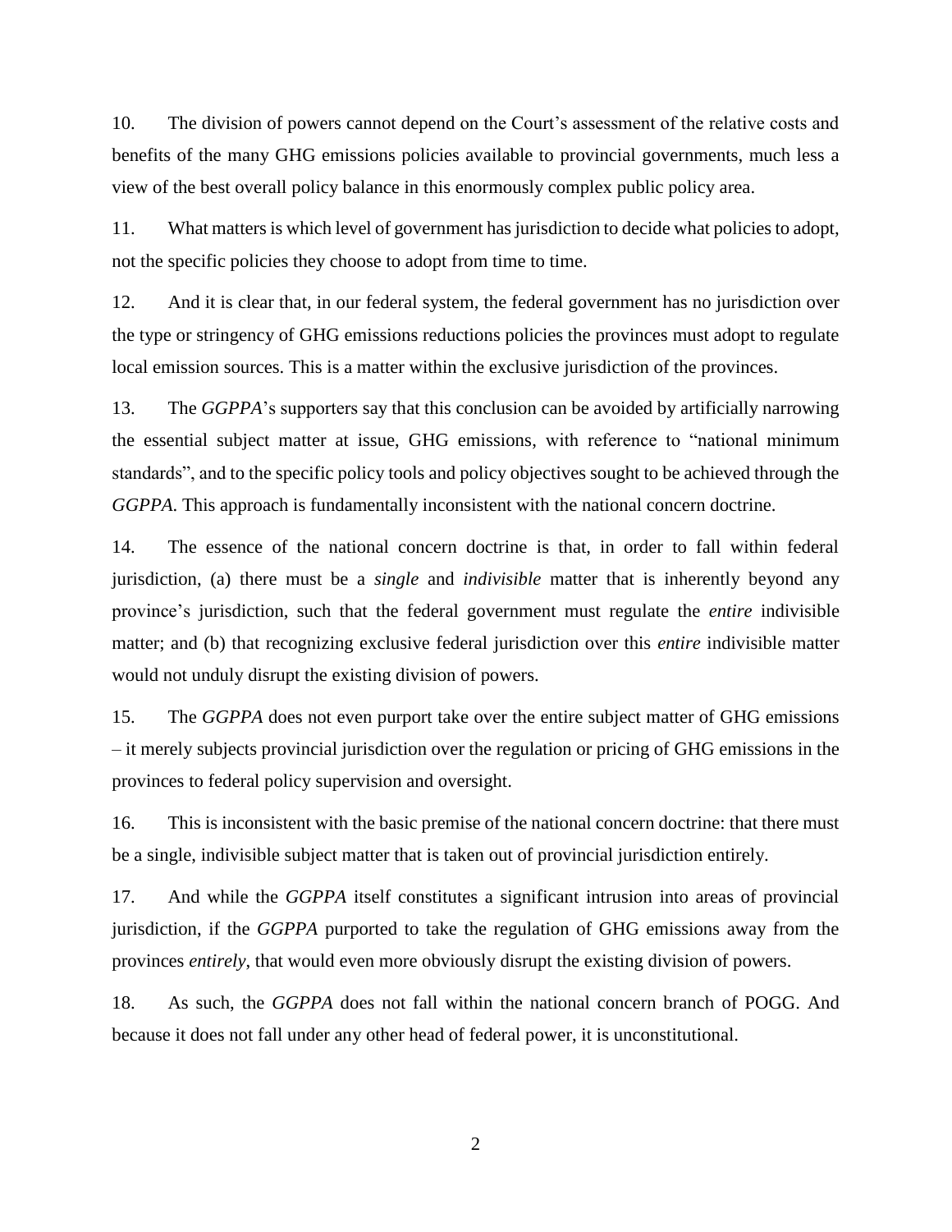10. The division of powers cannot depend on the Court's assessment of the relative costs and benefits of the many GHG emissions policies available to provincial governments, much less a view of the best overall policy balance in this enormously complex public policy area.

11. What matters is which level of government has jurisdiction to decide what policies to adopt, not the specific policies they choose to adopt from time to time.

12. And it is clear that, in our federal system, the federal government has no jurisdiction over the type or stringency of GHG emissions reductions policies the provinces must adopt to regulate local emission sources. This is a matter within the exclusive jurisdiction of the provinces.

13. The *GGPPA*'s supporters say that this conclusion can be avoided by artificially narrowing the essential subject matter at issue, GHG emissions, with reference to "national minimum standards", and to the specific policy tools and policy objectives sought to be achieved through the *GGPPA*. This approach is fundamentally inconsistent with the national concern doctrine.

14. The essence of the national concern doctrine is that, in order to fall within federal jurisdiction, (a) there must be a *single* and *indivisible* matter that is inherently beyond any province's jurisdiction, such that the federal government must regulate the *entire* indivisible matter; and (b) that recognizing exclusive federal jurisdiction over this *entire* indivisible matter would not unduly disrupt the existing division of powers.

15. The *GGPPA* does not even purport take over the entire subject matter of GHG emissions – it merely subjects provincial jurisdiction over the regulation or pricing of GHG emissions in the provinces to federal policy supervision and oversight.

16. This is inconsistent with the basic premise of the national concern doctrine: that there must be a single, indivisible subject matter that is taken out of provincial jurisdiction entirely.

17. And while the *GGPPA* itself constitutes a significant intrusion into areas of provincial jurisdiction, if the *GGPPA* purported to take the regulation of GHG emissions away from the provinces *entirely*, that would even more obviously disrupt the existing division of powers.

18. As such, the *GGPPA* does not fall within the national concern branch of POGG. And because it does not fall under any other head of federal power, it is unconstitutional.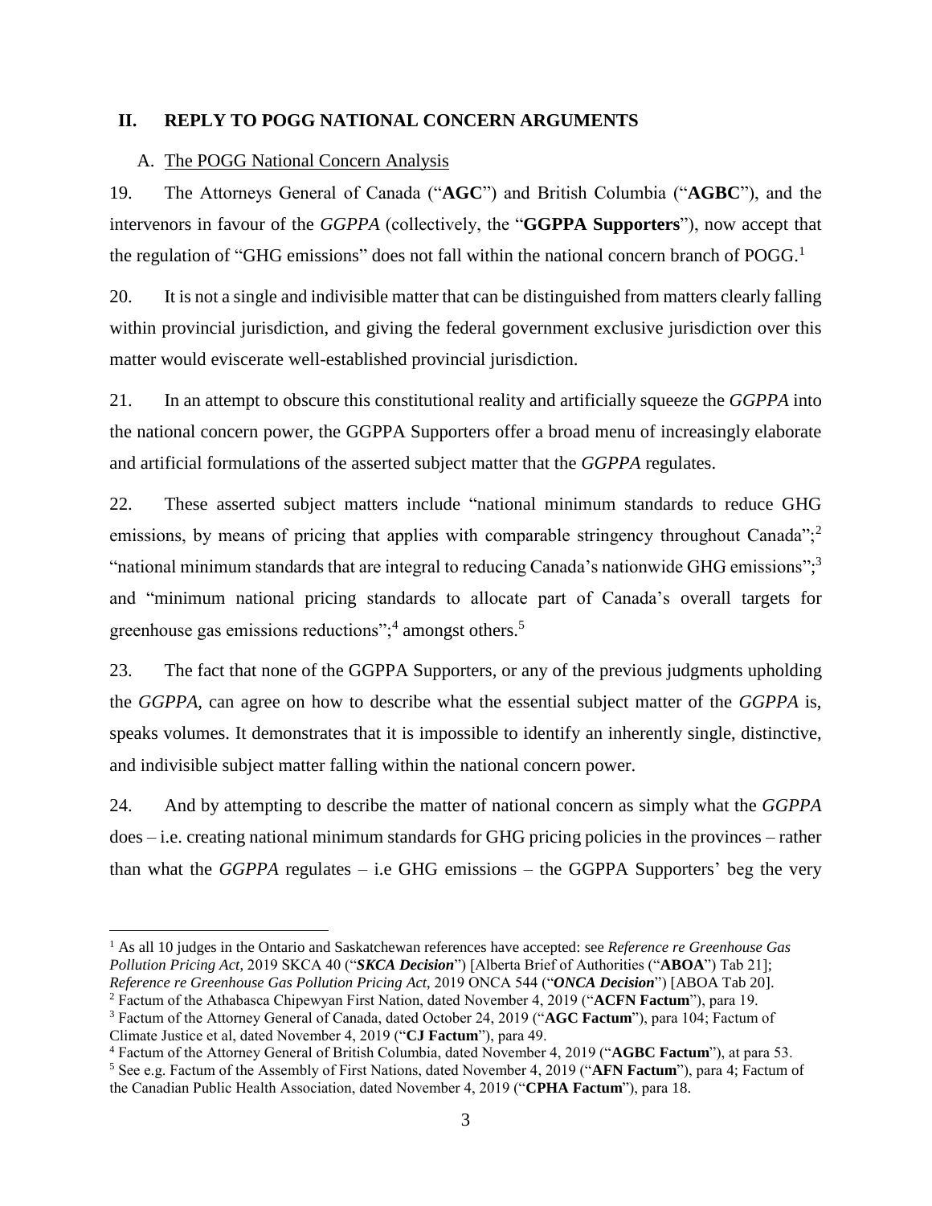## II. REPLY TO POGG NATIONAL CONCERN ARGUMENTS

### A. The POGG National Concern Analysis

19. The Attorneys General of Canada ("**AGC**") and British Columbia ("**AGBC**"), and the intervenors in favour of the *GGPPA* (collectively, the "**GGPPA Supporters**"), now accept that the regulation of "GHG emissions" does not fall within the national concern branch of POGG.[1]

20. It is not a single and indivisible matter that can be distinguished from matters clearly falling within provincial jurisdiction, and giving the federal government exclusive jurisdiction over this matter would eviscerate well-established provincial jurisdiction.

21. In an attempt to obscure this constitutional reality and artificially squeeze the *GGPPA* into the national concern power, the GGPPA Supporters offer a broad menu of increasingly elaborate and artificial formulations of the asserted subject matter that the *GGPPA* regulates.

22. These asserted subject matters include "national minimum standards to reduce GHG emissions, by means of pricing that applies with comparable stringency throughout Canada";[2] "national minimum standards that are integral to reducing Canada's nationwide GHG emissions";[3] and "minimum national pricing standards to allocate part of Canada's overall targets for greenhouse gas emissions reductions";[4] amongst others.[5]

23. The fact that none of the GGPPA Supporters, or any of the previous judgments upholding the *GGPPA*, can agree on how to describe what the essential subject matter of the *GGPPA* is, speaks volumes. It demonstrates that it is impossible to identify an inherently single, distinctive, and indivisible subject matter falling within the national concern power.

24. And by attempting to describe the matter of national concern as simply what the *GGPPA* does – i.e. creating national minimum standards for GHG pricing policies in the provinces – rather than what the *GGPPA* regulates – i.e GHG emissions – the GGPPA Supporters' beg the very

---

[1] As all 10 judges in the Ontario and Saskatchewan references have accepted: see *Reference re Greenhouse Gas Pollution Pricing Act*, 2019 SKCA 40 ("***SKCA Decision***") [Alberta Brief of Authorities ("**ABOA**") Tab 21]; *Reference re Greenhouse Gas Pollution Pricing Act*, 2019 ONCA 544 ("***ONCA Decision***") [ABOA Tab 20].

[2] Factum of the Athabasca Chipewyan First Nation, dated November 4, 2019 ("**ACFN Factum**"), para 19.

[3] Factum of the Attorney General of Canada, dated October 24, 2019 ("**AGC Factum**"), para 104; Factum of Climate Justice et al, dated November 4, 2019 ("**CJ Factum**"), para 49.

[4] Factum of the Attorney General of British Columbia, dated November 4, 2019 ("**AGBC Factum**"), at para 53.

[5] See e.g. Factum of the Assembly of First Nations, dated November 4, 2019 ("**AFN Factum**"), para 4; Factum of the Canadian Public Health Association, dated November 4, 2019 ("**CPHA Factum**"), para 18.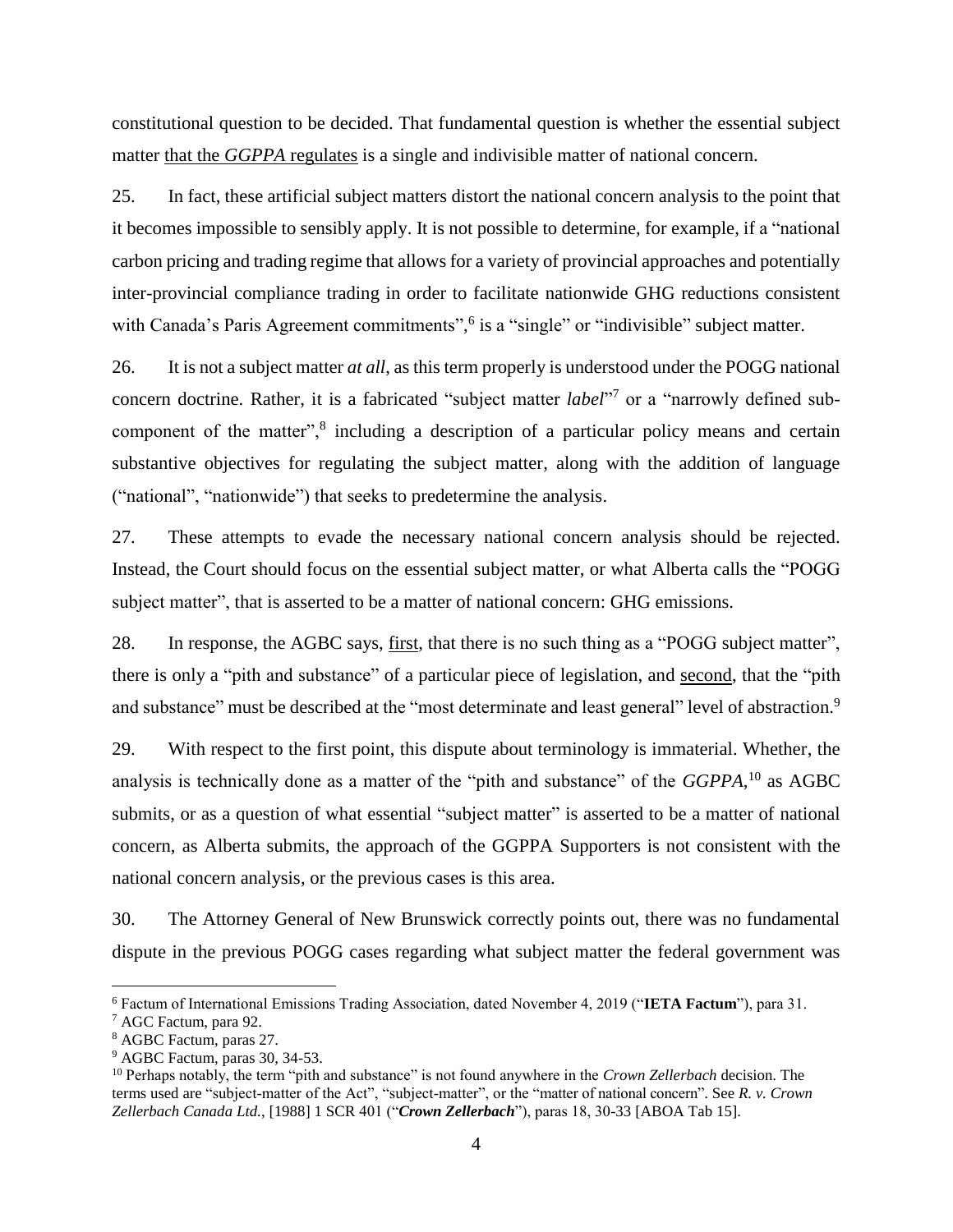constitutional question to be decided. That fundamental question is whether the essential subject matter that the *GGPPA* regulates is a single and indivisible matter of national concern.

25. In fact, these artificial subject matters distort the national concern analysis to the point that it becomes impossible to sensibly apply. It is not possible to determine, for example, if a "national carbon pricing and trading regime that allows for a variety of provincial approaches and potentially inter-provincial compliance trading in order to facilitate nationwide GHG reductions consistent with Canada's Paris Agreement commitments",[6] is a "single" or "indivisible" subject matter.

26. It is not a subject matter *at all*, as this term properly is understood under the POGG national concern doctrine. Rather, it is a fabricated "subject matter *label*"[7] or a "narrowly defined sub-component of the matter",[8] including a description of a particular policy means and certain substantive objectives for regulating the subject matter, along with the addition of language ("national", "nationwide") that seeks to predetermine the analysis.

27. These attempts to evade the necessary national concern analysis should be rejected. Instead, the Court should focus on the essential subject matter, or what Alberta calls the "POGG subject matter", that is asserted to be a matter of national concern: GHG emissions.

28. In response, the AGBC says, first, that there is no such thing as a "POGG subject matter", there is only a "pith and substance" of a particular piece of legislation, and second, that the "pith and substance" must be described at the "most determinate and least general" level of abstraction.[9]

29. With respect to the first point, this dispute about terminology is immaterial. Whether, the analysis is technically done as a matter of the "pith and substance" of the *GGPPA*,[10] as AGBC submits, or as a question of what essential "subject matter" is asserted to be a matter of national concern, as Alberta submits, the approach of the GGPPA Supporters is not consistent with the national concern analysis, or the previous cases is this area.

30. The Attorney General of New Brunswick correctly points out, there was no fundamental dispute in the previous POGG cases regarding what subject matter the federal government was

---

[6] Factum of International Emissions Trading Association, dated November 4, 2019 ("**IETA Factum**"), para 31.

[7] AGC Factum, para 92.

[8] AGBC Factum, paras 27.

[9] AGBC Factum, paras 30, 34-53.

[10] Perhaps notably, the term "pith and substance" is not found anywhere in the *Crown Zellerbach* decision. The terms used are "subject-matter of the Act", "subject-matter", or the "matter of national concern". See *R. v. Crown Zellerbach Canada Ltd.*, [1988] 1 SCR 401 ("***Crown Zellerbach***"), paras 18, 30-33 [ABOA Tab 15].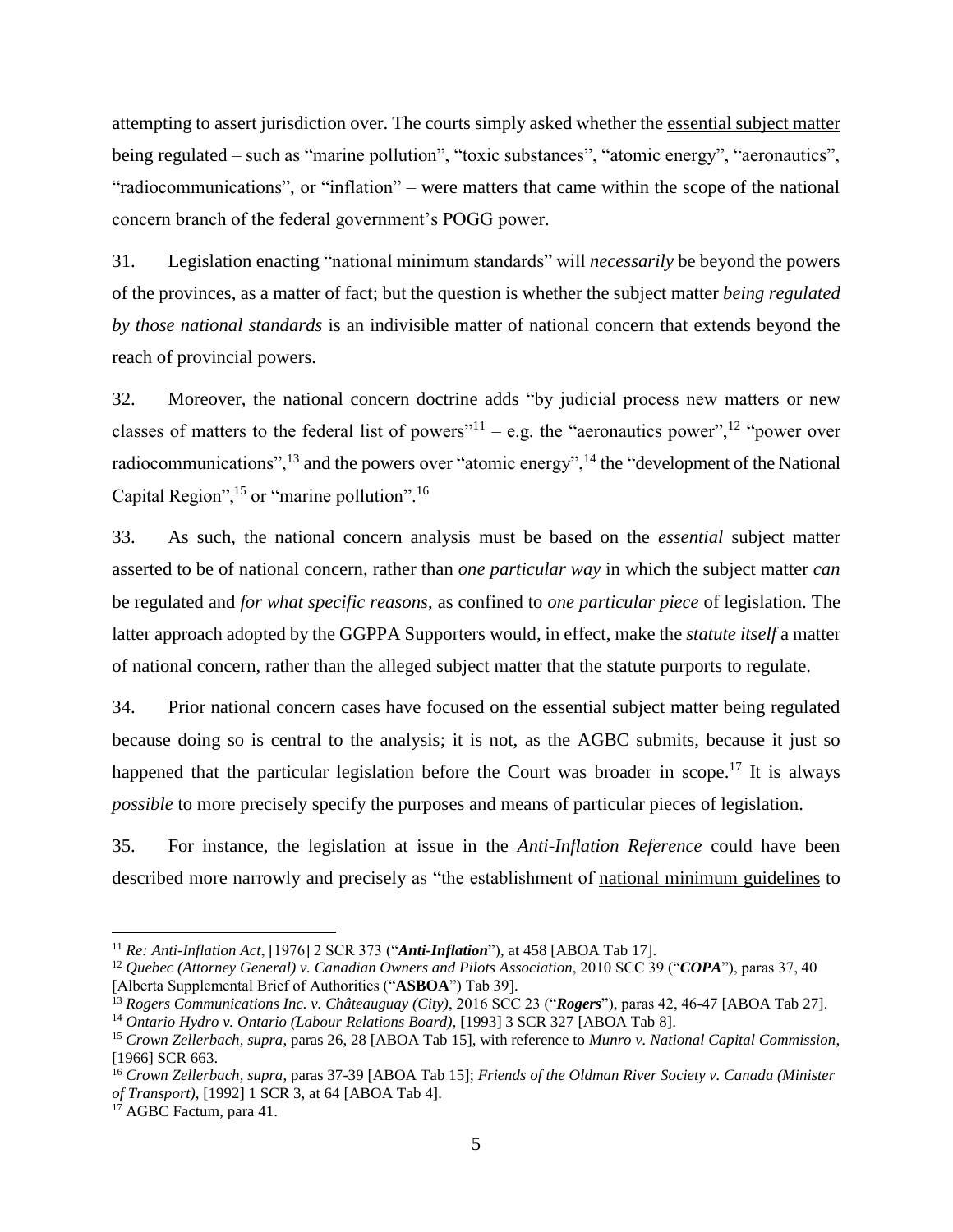attempting to assert jurisdiction over. The courts simply asked whether the <u>essential subject matter</u> being regulated – such as "marine pollution", "toxic substances", "atomic energy", "aeronautics", "radiocommunications", or "inflation" – were matters that came within the scope of the national concern branch of the federal government's POGG power.

31. Legislation enacting "national minimum standards" will *necessarily* be beyond the powers of the provinces, as a matter of fact; but the question is whether the subject matter *being regulated by those national standards* is an indivisible matter of national concern that extends beyond the reach of provincial powers.

32. Moreover, the national concern doctrine adds "by judicial process new matters or new classes of matters to the federal list of powers"[11] – e.g. the "aeronautics power",[12] "power over radiocommunications",[13] and the powers over "atomic energy",[14] the "development of the National Capital Region",[15] or "marine pollution".[16]

33. As such, the national concern analysis must be based on the *essential* subject matter asserted to be of national concern, rather than *one particular way* in which the subject matter *can* be regulated and *for what specific reasons*, as confined to *one particular piece* of legislation. The latter approach adopted by the GGPPA Supporters would, in effect, make the *statute itself* a matter of national concern, rather than the alleged subject matter that the statute purports to regulate.

34. Prior national concern cases have focused on the essential subject matter being regulated because doing so is central to the analysis; it is not, as the AGBC submits, because it just so happened that the particular legislation before the Court was broader in scope.[17] It is always *possible* to more precisely specify the purposes and means of particular pieces of legislation.

35. For instance, the legislation at issue in the *Anti-Inflation Reference* could have been described more narrowly and precisely as "the establishment of <u>national minimum guidelines</u> to

---

[11] *Re: Anti-Inflation Act*, [1976] 2 SCR 373 ("***Anti-Inflation***"), at 458 [ABOA Tab 17].

[12] *Quebec (Attorney General) v. Canadian Owners and Pilots Association*, 2010 SCC 39 ("***COPA***"), paras 37, 40 [Alberta Supplemental Brief of Authorities ("**ASBOA**") Tab 39].

[13] *Rogers Communications Inc. v. Châteauguay (City)*, 2016 SCC 23 ("***Rogers***"), paras 42, 46-47 [ABOA Tab 27].

[14] *Ontario Hydro v. Ontario (Labour Relations Board)*, [1993] 3 SCR 327 [ABOA Tab 8].

[15] *Crown Zellerbach*, *supra*, paras 26, 28 [ABOA Tab 15], with reference to *Munro v. National Capital Commission*, [1966] SCR 663.

[16] *Crown Zellerbach*, *supra*, paras 37-39 [ABOA Tab 15]; *Friends of the Oldman River Society v. Canada (Minister of Transport)*, [1992] 1 SCR 3, at 64 [ABOA Tab 4].

[17] AGBC Factum, para 41.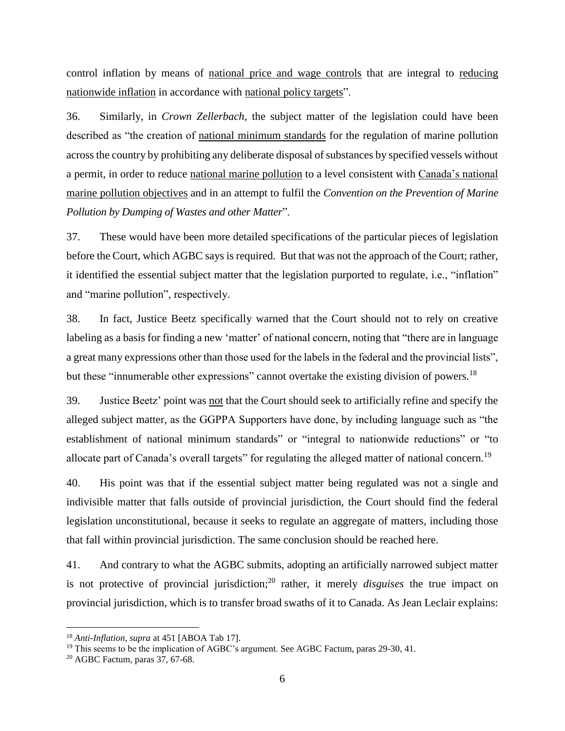control inflation by means of <u>national price and wage controls</u> that are integral to <u>reducing nationwide inflation</u> in accordance with <u>national policy targets</u>".

36. Similarly, in *Crown Zellerbach*, the subject matter of the legislation could have been described as "the creation of <u>national minimum standards</u> for the regulation of marine pollution across the country by prohibiting any deliberate disposal of substances by specified vessels without a permit, in order to reduce <u>national marine pollution</u> to a level consistent with <u>Canada's national marine pollution objectives</u> and in an attempt to fulfil the *Convention on the Prevention of Marine Pollution by Dumping of Wastes and other Matter*".

37. These would have been more detailed specifications of the particular pieces of legislation before the Court, which AGBC says is required. But that was not the approach of the Court; rather, it identified the essential subject matter that the legislation purported to regulate, i.e., "inflation" and "marine pollution", respectively.

38. In fact, Justice Beetz specifically warned that the Court should not to rely on creative labeling as a basis for finding a new 'matter' of national concern, noting that "there are in language a great many expressions other than those used for the labels in the federal and the provincial lists", but these "innumerable other expressions" cannot overtake the existing division of powers.[18]

39. Justice Beetz' point was <u>not</u> that the Court should seek to artificially refine and specify the alleged subject matter, as the GGPPA Supporters have done, by including language such as "the establishment of national minimum standards" or "integral to nationwide reductions" or "to allocate part of Canada's overall targets" for regulating the alleged matter of national concern.[19]

40. His point was that if the essential subject matter being regulated was not a single and indivisible matter that falls outside of provincial jurisdiction, the Court should find the federal legislation unconstitutional, because it seeks to regulate an aggregate of matters, including those that fall within provincial jurisdiction. The same conclusion should be reached here.

41. And contrary to what the AGBC submits, adopting an artificially narrowed subject matter is not protective of provincial jurisdiction;[20] rather, it merely *disguises* the true impact on provincial jurisdiction, which is to transfer broad swaths of it to Canada. As Jean Leclair explains:

---

[18] *Anti-Inflation, supra* at 451 [ABOA Tab 17].

[19] This seems to be the implication of AGBC's argument. See AGBC Factum, paras 29-30, 41.

[20] AGBC Factum, paras 37, 67-68.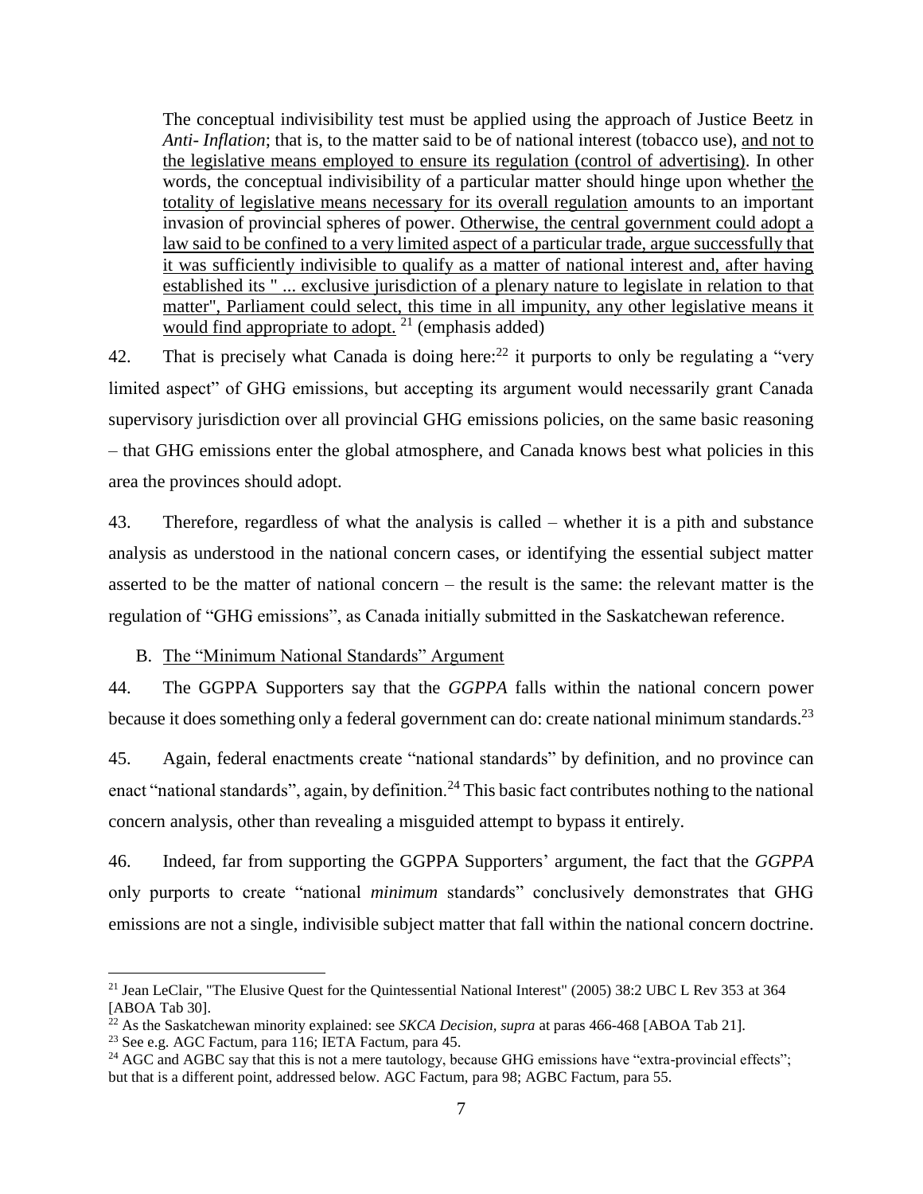> The conceptual indivisibility test must be applied using the approach of Justice Beetz in *Anti- Inflation*; that is, to the matter said to be of national interest (tobacco use), <u>and not to the legislative means employed to ensure its regulation (control of advertising)</u>. In other words, the conceptual indivisibility of a particular matter should hinge upon whether <u>the totality of legislative means necessary for its overall regulation</u> amounts to an important invasion of provincial spheres of power. <u>Otherwise, the central government could adopt a law said to be confined to a very limited aspect of a particular trade, argue successfully that it was sufficiently indivisible to qualify as a matter of national interest and, after having established its " ... exclusive jurisdiction of a plenary nature to legislate in relation to that matter", Parliament could select, this time in all impunity, any other legislative means it would find appropriate to adopt.</u> [21] (emphasis added)

42. That is precisely what Canada is doing here:[22] it purports to only be regulating a "very limited aspect" of GHG emissions, but accepting its argument would necessarily grant Canada supervisory jurisdiction over all provincial GHG emissions policies, on the same basic reasoning – that GHG emissions enter the global atmosphere, and Canada knows best what policies in this area the provinces should adopt.

43. Therefore, regardless of what the analysis is called – whether it is a pith and substance analysis as understood in the national concern cases, or identifying the essential subject matter asserted to be the matter of national concern – the result is the same: the relevant matter is the regulation of "GHG emissions", as Canada initially submitted in the Saskatchewan reference.

## B. <u>The "Minimum National Standards" Argument</u>

44. The GGPPA Supporters say that the *GGPPA* falls within the national concern power because it does something only a federal government can do: create national minimum standards.[23]

45. Again, federal enactments create "national standards" by definition, and no province can enact "national standards", again, by definition.[24] This basic fact contributes nothing to the national concern analysis, other than revealing a misguided attempt to bypass it entirely.

46. Indeed, far from supporting the GGPPA Supporters' argument, the fact that the *GGPPA* only purports to create "national *minimum* standards" conclusively demonstrates that GHG emissions are not a single, indivisible subject matter that fall within the national concern doctrine.

---

[21] Jean LeClair, "The Elusive Quest for the Quintessential National Interest" (2005) 38:2 UBC L Rev 353 at 364 [ABOA Tab 30].

[22] As the Saskatchewan minority explained: see *SKCA Decision, supra* at paras 466-468 [ABOA Tab 21].

[23] See e.g. AGC Factum, para 116; IETA Factum, para 45.

[24] AGC and AGBC say that this is not a mere tautology, because GHG emissions have "extra-provincial effects"; but that is a different point, addressed below. AGC Factum, para 98; AGBC Factum, para 55.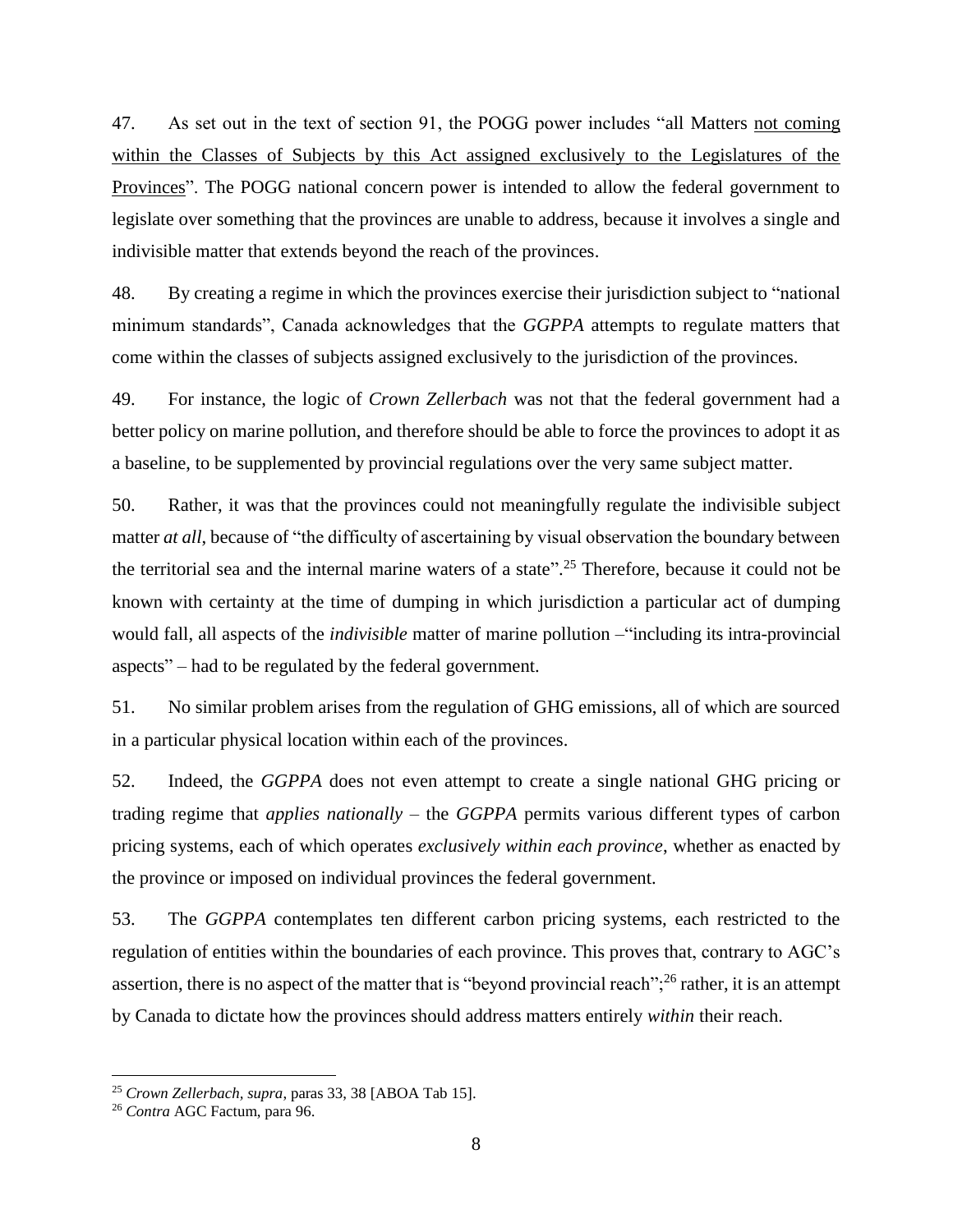47. As set out in the text of section 91, the POGG power includes "all Matters not coming within the Classes of Subjects by this Act assigned exclusively to the Legislatures of the Provinces". The POGG national concern power is intended to allow the federal government to legislate over something that the provinces are unable to address, because it involves a single and indivisible matter that extends beyond the reach of the provinces.

48. By creating a regime in which the provinces exercise their jurisdiction subject to "national minimum standards", Canada acknowledges that the *GGPPA* attempts to regulate matters that come within the classes of subjects assigned exclusively to the jurisdiction of the provinces.

49. For instance, the logic of *Crown Zellerbach* was not that the federal government had a better policy on marine pollution, and therefore should be able to force the provinces to adopt it as a baseline, to be supplemented by provincial regulations over the very same subject matter.

50. Rather, it was that the provinces could not meaningfully regulate the indivisible subject matter *at all*, because of "the difficulty of ascertaining by visual observation the boundary between the territorial sea and the internal marine waters of a state".[25] Therefore, because it could not be known with certainty at the time of dumping in which jurisdiction a particular act of dumping would fall, all aspects of the *indivisible* matter of marine pollution –"including its intra-provincial aspects" – had to be regulated by the federal government.

51. No similar problem arises from the regulation of GHG emissions, all of which are sourced in a particular physical location within each of the provinces.

52. Indeed, the *GGPPA* does not even attempt to create a single national GHG pricing or trading regime that *applies nationally* – the *GGPPA* permits various different types of carbon pricing systems, each of which operates *exclusively within each province*, whether as enacted by the province or imposed on individual provinces the federal government.

53. The *GGPPA* contemplates ten different carbon pricing systems, each restricted to the regulation of entities within the boundaries of each province. This proves that, contrary to AGC's assertion, there is no aspect of the matter that is "beyond provincial reach";[26] rather, it is an attempt by Canada to dictate how the provinces should address matters entirely *within* their reach.

---

[25] *Crown Zellerbach*, *supra*, paras 33, 38 [ABOA Tab 15].

[26] *Contra* AGC Factum, para 96.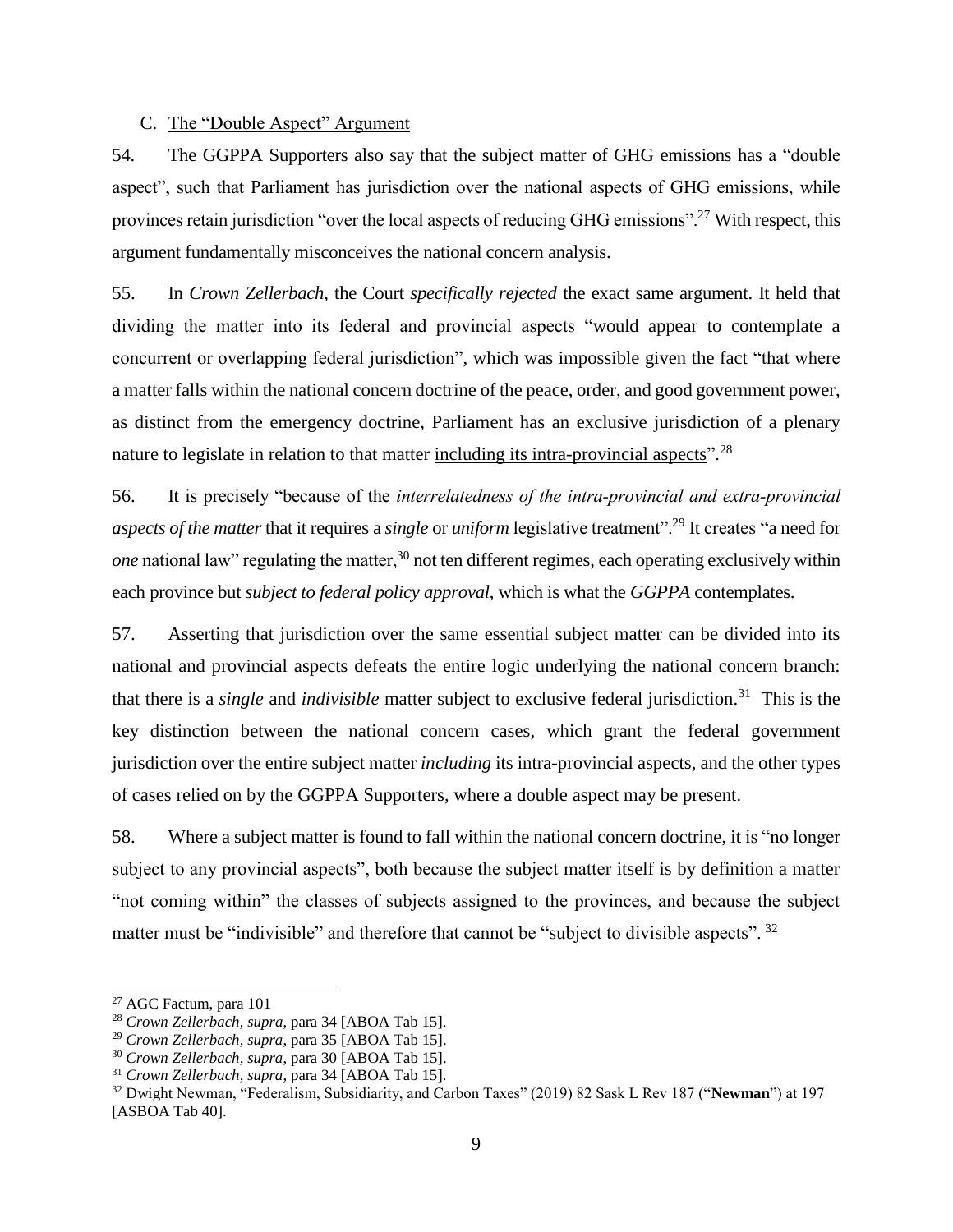### C. The "Double Aspect" Argument

54. The GGPPA Supporters also say that the subject matter of GHG emissions has a "double aspect", such that Parliament has jurisdiction over the national aspects of GHG emissions, while provinces retain jurisdiction "over the local aspects of reducing GHG emissions".[27] With respect, this argument fundamentally misconceives the national concern analysis.

55. In *Crown Zellerbach*, the Court *specifically rejected* the exact same argument. It held that dividing the matter into its federal and provincial aspects "would appear to contemplate a concurrent or overlapping federal jurisdiction", which was impossible given the fact "that where a matter falls within the national concern doctrine of the peace, order, and good government power, as distinct from the emergency doctrine, Parliament has an exclusive jurisdiction of a plenary nature to legislate in relation to that matter <u>including its intra-provincial aspects</u>".[28]

56. It is precisely "because of the *interrelatedness of the intra-provincial and extra-provincial aspects of the matter* that it requires a *single* or *uniform* legislative treatment".[29] It creates "a need for *one* national law" regulating the matter,[30] not ten different regimes, each operating exclusively within each province but *subject to federal policy approval*, which is what the *GGPPA* contemplates.

57. Asserting that jurisdiction over the same essential subject matter can be divided into its national and provincial aspects defeats the entire logic underlying the national concern branch: that there is a *single* and *indivisible* matter subject to exclusive federal jurisdiction.[31] This is the key distinction between the national concern cases, which grant the federal government jurisdiction over the entire subject matter *including* its intra-provincial aspects, and the other types of cases relied on by the GGPPA Supporters, where a double aspect may be present.

58. Where a subject matter is found to fall within the national concern doctrine, it is "no longer subject to any provincial aspects", both because the subject matter itself is by definition a matter "not coming within" the classes of subjects assigned to the provinces, and because the subject matter must be "indivisible" and therefore that cannot be "subject to divisible aspects".[32]

---

[27] AGC Factum, para 101

[28] *Crown Zellerbach*, *supra*, para 34 [ABOA Tab 15].

[29] *Crown Zellerbach*, *supra*, para 35 [ABOA Tab 15].

[30] *Crown Zellerbach*, *supra*, para 30 [ABOA Tab 15].

[31] *Crown Zellerbach*, *supra*, para 34 [ABOA Tab 15].

[32] Dwight Newman, "Federalism, Subsidiarity, and Carbon Taxes" (2019) 82 Sask L Rev 187 ("**Newman**") at 197 [ASBOA Tab 40].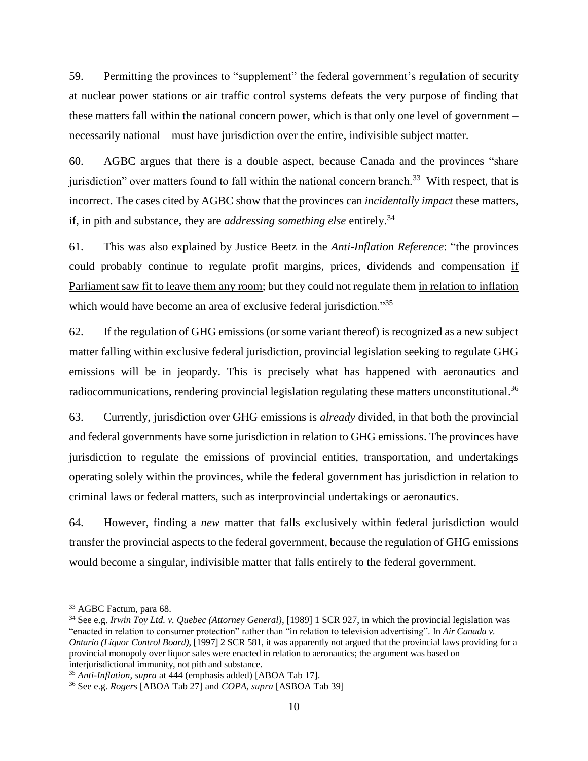59. Permitting the provinces to "supplement" the federal government's regulation of security at nuclear power stations or air traffic control systems defeats the very purpose of finding that these matters fall within the national concern power, which is that only one level of government – necessarily national – must have jurisdiction over the entire, indivisible subject matter.

60. AGBC argues that there is a double aspect, because Canada and the provinces "share jurisdiction" over matters found to fall within the national concern branch.[33] With respect, that is incorrect. The cases cited by AGBC show that the provinces can *incidentally impact* these matters, if, in pith and substance, they are *addressing something else* entirely.[34]

61. This was also explained by Justice Beetz in the *Anti-Inflation Reference*: "the provinces could probably continue to regulate profit margins, prices, dividends and compensation <u>if Parliament saw fit to leave them any room</u>; but they could not regulate them <u>in relation to inflation which would have become an area of exclusive federal jurisdiction</u>."[35]

62. If the regulation of GHG emissions (or some variant thereof) is recognized as a new subject matter falling within exclusive federal jurisdiction, provincial legislation seeking to regulate GHG emissions will be in jeopardy. This is precisely what has happened with aeronautics and radiocommunications, rendering provincial legislation regulating these matters unconstitutional.[36]

63. Currently, jurisdiction over GHG emissions is *already* divided, in that both the provincial and federal governments have some jurisdiction in relation to GHG emissions. The provinces have jurisdiction to regulate the emissions of provincial entities, transportation, and undertakings operating solely within the provinces, while the federal government has jurisdiction in relation to criminal laws or federal matters, such as interprovincial undertakings or aeronautics.

64. However, finding a *new* matter that falls exclusively within federal jurisdiction would transfer the provincial aspects to the federal government, because the regulation of GHG emissions would become a singular, indivisible matter that falls entirely to the federal government.

---

[33] AGBC Factum, para 68.

[34] See e.g. *Irwin Toy Ltd. v. Quebec (Attorney General)*, [1989] 1 SCR 927, in which the provincial legislation was "enacted in relation to consumer protection" rather than "in relation to television advertising". In *Air Canada v. Ontario (Liquor Control Board)*, [1997] 2 SCR 581, it was apparently not argued that the provincial laws providing for a provincial monopoly over liquor sales were enacted in relation to aeronautics; the argument was based on interjurisdictional immunity, not pith and substance.

[35] *Anti-Inflation, supra* at 444 (emphasis added) [ABOA Tab 17].

[36] See e.g. *Rogers* [ABOA Tab 27] and *COPA, supra* [ASBOA Tab 39]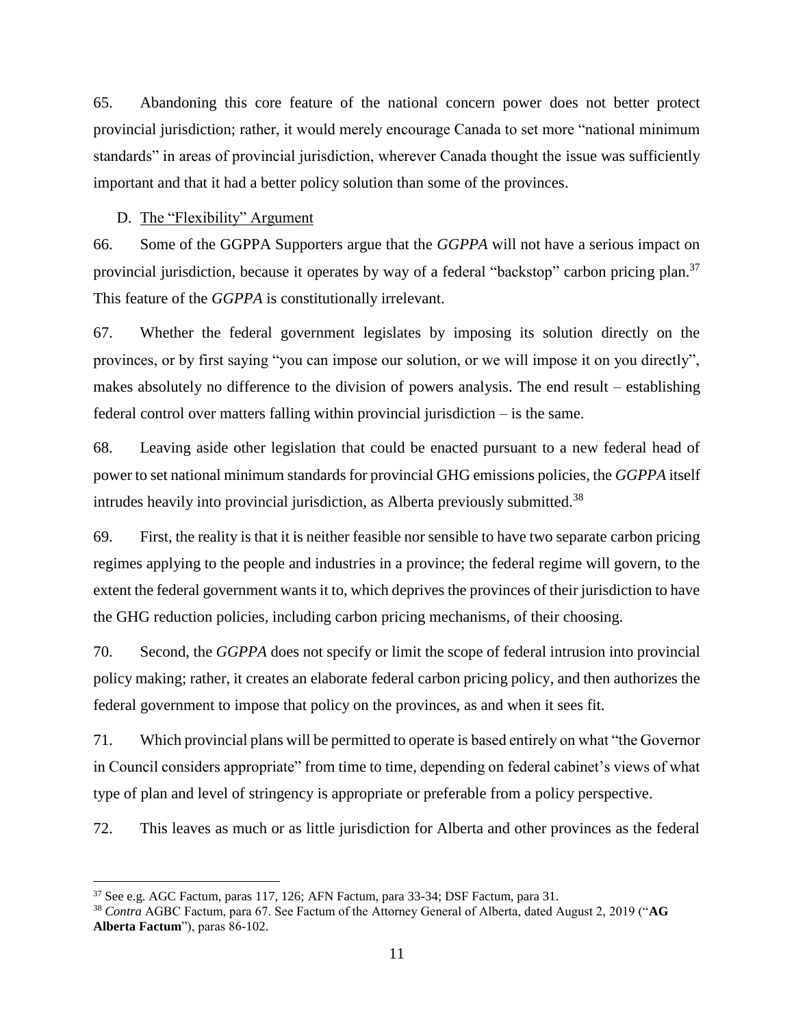65. Abandoning this core feature of the national concern power does not better protect provincial jurisdiction; rather, it would merely encourage Canada to set more "national minimum standards" in areas of provincial jurisdiction, wherever Canada thought the issue was sufficiently important and that it had a better policy solution than some of the provinces.

### D. The "Flexibility" Argument

66. Some of the GGPPA Supporters argue that the *GGPPA* will not have a serious impact on provincial jurisdiction, because it operates by way of a federal "backstop" carbon pricing plan.[37] This feature of the *GGPPA* is constitutionally irrelevant.

67. Whether the federal government legislates by imposing its solution directly on the provinces, or by first saying "you can impose our solution, or we will impose it on you directly", makes absolutely no difference to the division of powers analysis. The end result – establishing federal control over matters falling within provincial jurisdiction – is the same.

68. Leaving aside other legislation that could be enacted pursuant to a new federal head of power to set national minimum standards for provincial GHG emissions policies, the *GGPPA* itself intrudes heavily into provincial jurisdiction, as Alberta previously submitted.[38]

69. First, the reality is that it is neither feasible nor sensible to have two separate carbon pricing regimes applying to the people and industries in a province; the federal regime will govern, to the extent the federal government wants it to, which deprives the provinces of their jurisdiction to have the GHG reduction policies, including carbon pricing mechanisms, of their choosing.

70. Second, the *GGPPA* does not specify or limit the scope of federal intrusion into provincial policy making; rather, it creates an elaborate federal carbon pricing policy, and then authorizes the federal government to impose that policy on the provinces, as and when it sees fit.

71. Which provincial plans will be permitted to operate is based entirely on what "the Governor in Council considers appropriate" from time to time, depending on federal cabinet's views of what type of plan and level of stringency is appropriate or preferable from a policy perspective.

72. This leaves as much or as little jurisdiction for Alberta and other provinces as the federal

---

[37] See e.g. AGC Factum, paras 117, 126; AFN Factum, para 33-34; DSF Factum, para 31.

[38] *Contra* AGBC Factum, para 67. See Factum of the Attorney General of Alberta, dated August 2, 2019 ("**AG Alberta Factum**"), paras 86-102.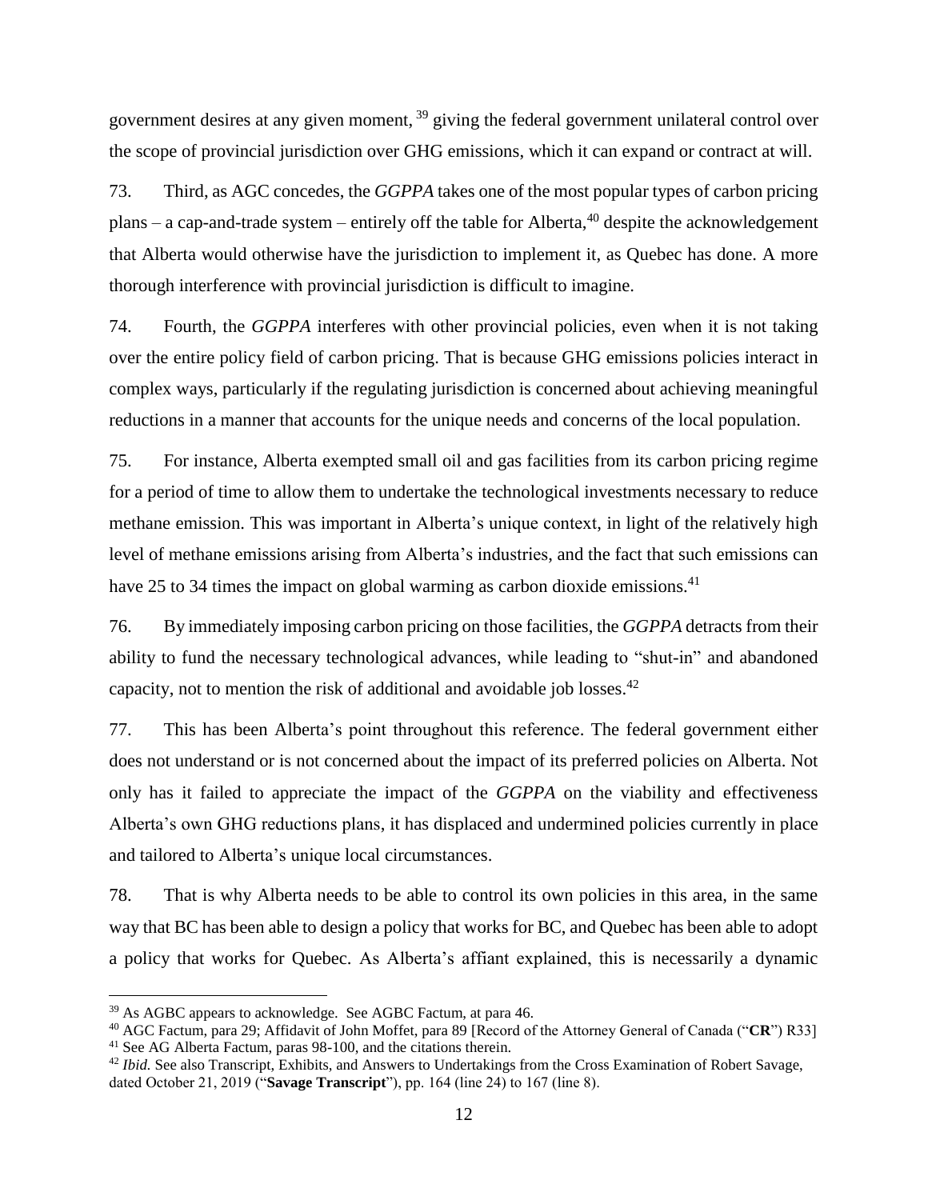government desires at any given moment, [39] giving the federal government unilateral control over the scope of provincial jurisdiction over GHG emissions, which it can expand or contract at will.

73. Third, as AGC concedes, the *GGPPA* takes one of the most popular types of carbon pricing plans – a cap-and-trade system – entirely off the table for Alberta,[40] despite the acknowledgement that Alberta would otherwise have the jurisdiction to implement it, as Quebec has done. A more thorough interference with provincial jurisdiction is difficult to imagine.

74. Fourth, the *GGPPA* interferes with other provincial policies, even when it is not taking over the entire policy field of carbon pricing. That is because GHG emissions policies interact in complex ways, particularly if the regulating jurisdiction is concerned about achieving meaningful reductions in a manner that accounts for the unique needs and concerns of the local population.

75. For instance, Alberta exempted small oil and gas facilities from its carbon pricing regime for a period of time to allow them to undertake the technological investments necessary to reduce methane emission. This was important in Alberta's unique context, in light of the relatively high level of methane emissions arising from Alberta's industries, and the fact that such emissions can have 25 to 34 times the impact on global warming as carbon dioxide emissions.[41]

76. By immediately imposing carbon pricing on those facilities, the *GGPPA* detracts from their ability to fund the necessary technological advances, while leading to "shut-in" and abandoned capacity, not to mention the risk of additional and avoidable job losses.[42]

77. This has been Alberta's point throughout this reference. The federal government either does not understand or is not concerned about the impact of its preferred policies on Alberta. Not only has it failed to appreciate the impact of the *GGPPA* on the viability and effectiveness Alberta's own GHG reductions plans, it has displaced and undermined policies currently in place and tailored to Alberta's unique local circumstances.

78. That is why Alberta needs to be able to control its own policies in this area, in the same way that BC has been able to design a policy that works for BC, and Quebec has been able to adopt a policy that works for Quebec. As Alberta's affiant explained, this is necessarily a dynamic

---

[39] As AGBC appears to acknowledge. See AGBC Factum, at para 46.

[40] AGC Factum, para 29; Affidavit of John Moffet, para 89 [Record of the Attorney General of Canada ("**CR**") R33]

[41] See AG Alberta Factum, paras 98-100, and the citations therein.

[42] *Ibid.* See also Transcript, Exhibits, and Answers to Undertakings from the Cross Examination of Robert Savage, dated October 21, 2019 ("**Savage Transcript**"), pp. 164 (line 24) to 167 (line 8).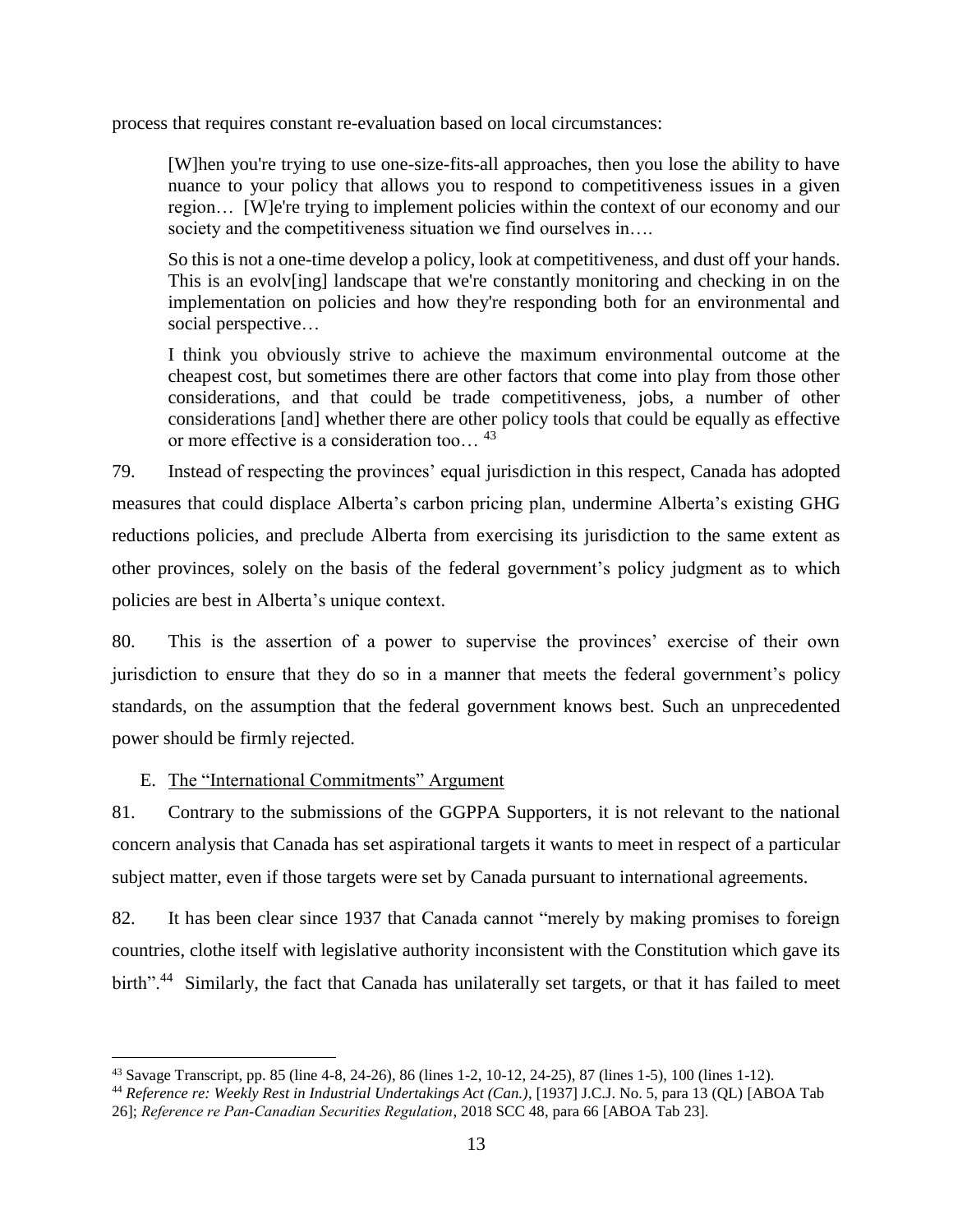process that requires constant re-evaluation based on local circumstances:

> [W]hen you're trying to use one-size-fits-all approaches, then you lose the ability to have nuance to your policy that allows you to respond to competitiveness issues in a given region… [W]e're trying to implement policies within the context of our economy and our society and the competitiveness situation we find ourselves in….
>
> So this is not a one-time develop a policy, look at competitiveness, and dust off your hands. This is an evolv[ing] landscape that we're constantly monitoring and checking in on the implementation on policies and how they're responding both for an environmental and social perspective…
>
> I think you obviously strive to achieve the maximum environmental outcome at the cheapest cost, but sometimes there are other factors that come into play from those other considerations, and that could be trade competitiveness, jobs, a number of other considerations [and] whether there are other policy tools that could be equally as effective or more effective is a consideration too… [43]

79. Instead of respecting the provinces' equal jurisdiction in this respect, Canada has adopted measures that could displace Alberta's carbon pricing plan, undermine Alberta's existing GHG reductions policies, and preclude Alberta from exercising its jurisdiction to the same extent as other provinces, solely on the basis of the federal government's policy judgment as to which policies are best in Alberta's unique context.

80. This is the assertion of a power to supervise the provinces' exercise of their own jurisdiction to ensure that they do so in a manner that meets the federal government's policy standards, on the assumption that the federal government knows best. Such an unprecedented power should be firmly rejected.

## E. The "International Commitments" Argument

81. Contrary to the submissions of the GGPPA Supporters, it is not relevant to the national concern analysis that Canada has set aspirational targets it wants to meet in respect of a particular subject matter, even if those targets were set by Canada pursuant to international agreements.

82. It has been clear since 1937 that Canada cannot "merely by making promises to foreign countries, clothe itself with legislative authority inconsistent with the Constitution which gave its birth".[44] Similarly, the fact that Canada has unilaterally set targets, or that it has failed to meet

---

[43] Savage Transcript, pp. 85 (line 4-8, 24-26), 86 (lines 1-2, 10-12, 24-25), 87 (lines 1-5), 100 (lines 1-12).

[44] *Reference re: Weekly Rest in Industrial Undertakings Act (Can.)*, [1937] J.C.J. No. 5, para 13 (QL) [ABOA Tab 26]; *Reference re Pan-Canadian Securities Regulation*, 2018 SCC 48, para 66 [ABOA Tab 23].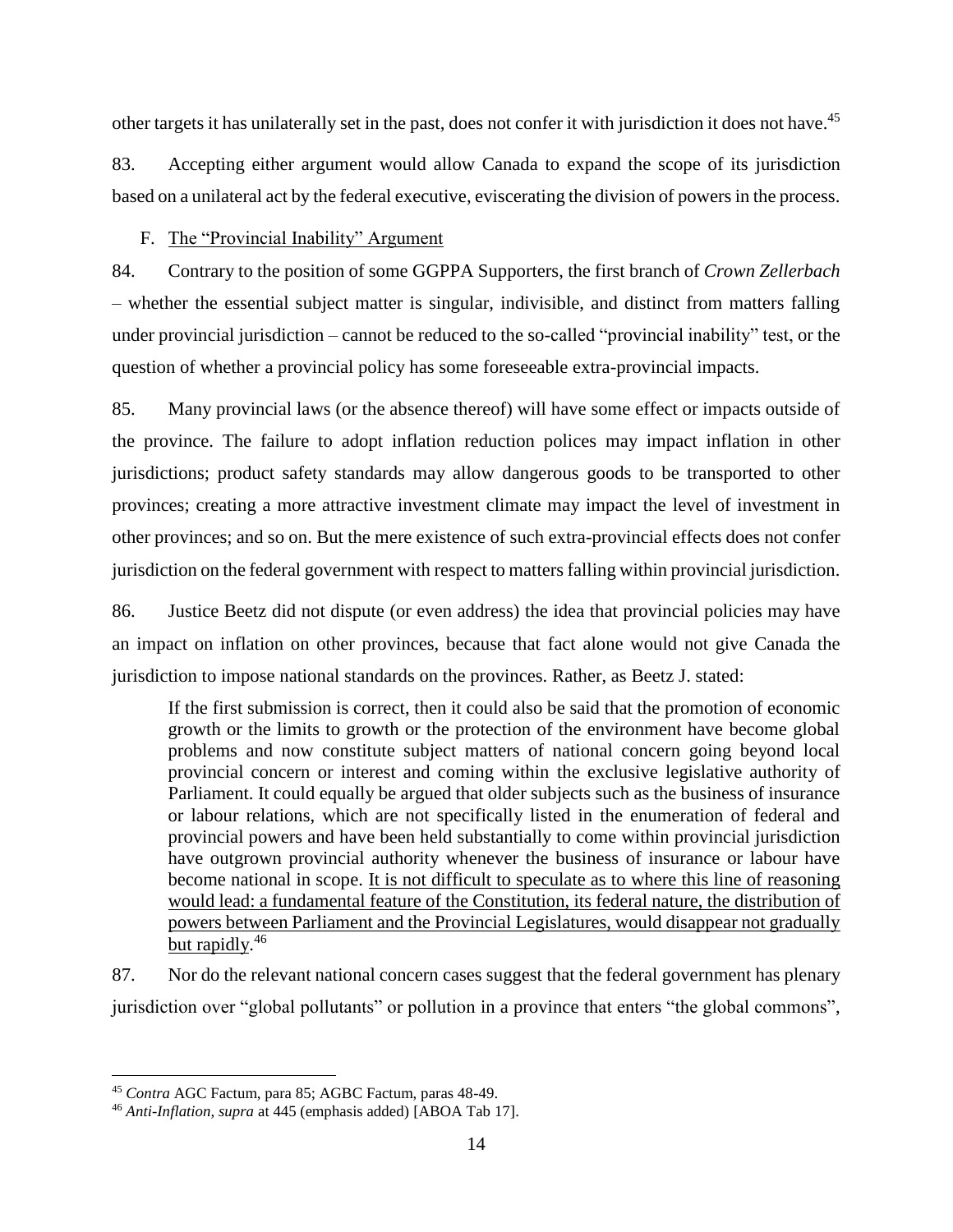other targets it has unilaterally set in the past, does not confer it with jurisdiction it does not have.[45]

83. Accepting either argument would allow Canada to expand the scope of its jurisdiction based on a unilateral act by the federal executive, eviscerating the division of powers in the process.

### F. The "Provincial Inability" Argument

84. Contrary to the position of some GGPPA Supporters, the first branch of *Crown Zellerbach* – whether the essential subject matter is singular, indivisible, and distinct from matters falling under provincial jurisdiction – cannot be reduced to the so-called "provincial inability" test, or the question of whether a provincial policy has some foreseeable extra-provincial impacts.

85. Many provincial laws (or the absence thereof) will have some effect or impacts outside of the province. The failure to adopt inflation reduction polices may impact inflation in other jurisdictions; product safety standards may allow dangerous goods to be transported to other provinces; creating a more attractive investment climate may impact the level of investment in other provinces; and so on. But the mere existence of such extra-provincial effects does not confer jurisdiction on the federal government with respect to matters falling within provincial jurisdiction.

86. Justice Beetz did not dispute (or even address) the idea that provincial policies may have an impact on inflation on other provinces, because that fact alone would not give Canada the jurisdiction to impose national standards on the provinces. Rather, as Beetz J. stated:

> If the first submission is correct, then it could also be said that the promotion of economic growth or the limits to growth or the protection of the environment have become global problems and now constitute subject matters of national concern going beyond local provincial concern or interest and coming within the exclusive legislative authority of Parliament. It could equally be argued that older subjects such as the business of insurance or labour relations, which are not specifically listed in the enumeration of federal and provincial powers and have been held substantially to come within provincial jurisdiction have outgrown provincial authority whenever the business of insurance or labour have become national in scope. It is not difficult to speculate as to where this line of reasoning would lead: a fundamental feature of the Constitution, its federal nature, the distribution of powers between Parliament and the Provincial Legislatures, would disappear not gradually but rapidly.[46]

87. Nor do the relevant national concern cases suggest that the federal government has plenary jurisdiction over "global pollutants" or pollution in a province that enters "the global commons",

---

[45] *Contra* AGC Factum, para 85; AGBC Factum, paras 48-49.

[46] *Anti-Inflation, supra* at 445 (emphasis added) [ABOA Tab 17].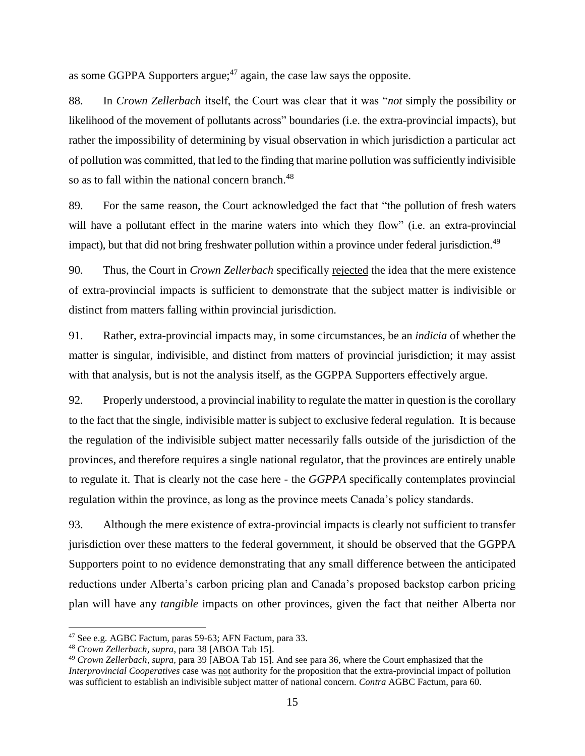as some GGPPA Supporters argue;[47] again, the case law says the opposite.

88. In *Crown Zellerbach* itself, the Court was clear that it was "*not* simply the possibility or likelihood of the movement of pollutants across" boundaries (i.e. the extra-provincial impacts), but rather the impossibility of determining by visual observation in which jurisdiction a particular act of pollution was committed, that led to the finding that marine pollution was sufficiently indivisible so as to fall within the national concern branch.[48]

89. For the same reason, the Court acknowledged the fact that "the pollution of fresh waters will have a pollutant effect in the marine waters into which they flow" (i.e. an extra-provincial impact), but that did not bring freshwater pollution within a province under federal jurisdiction.[49]

90. Thus, the Court in *Crown Zellerbach* specifically <u>rejected</u> the idea that the mere existence of extra-provincial impacts is sufficient to demonstrate that the subject matter is indivisible or distinct from matters falling within provincial jurisdiction.

91. Rather, extra-provincial impacts may, in some circumstances, be an *indicia* of whether the matter is singular, indivisible, and distinct from matters of provincial jurisdiction; it may assist with that analysis, but is not the analysis itself, as the GGPPA Supporters effectively argue.

92. Properly understood, a provincial inability to regulate the matter in question is the corollary to the fact that the single, indivisible matter is subject to exclusive federal regulation. It is because the regulation of the indivisible subject matter necessarily falls outside of the jurisdiction of the provinces, and therefore requires a single national regulator, that the provinces are entirely unable to regulate it. That is clearly not the case here - the *GGPPA* specifically contemplates provincial regulation within the province, as long as the province meets Canada's policy standards.

93. Although the mere existence of extra-provincial impacts is clearly not sufficient to transfer jurisdiction over these matters to the federal government, it should be observed that the GGPPA Supporters point to no evidence demonstrating that any small difference between the anticipated reductions under Alberta's carbon pricing plan and Canada's proposed backstop carbon pricing plan will have any *tangible* impacts on other provinces, given the fact that neither Alberta nor

---

[47] See e.g. AGBC Factum, paras 59-63; AFN Factum, para 33.

[48] *Crown Zellerbach*, *supra*, para 38 [ABOA Tab 15].

[49] *Crown Zellerbach*, *supra*, para 39 [ABOA Tab 15]. And see para 36, where the Court emphasized that the *Interprovincial Cooperatives* case was <u>not</u> authority for the proposition that the extra-provincial impact of pollution was sufficient to establish an indivisible subject matter of national concern. *Contra* AGBC Factum, para 60.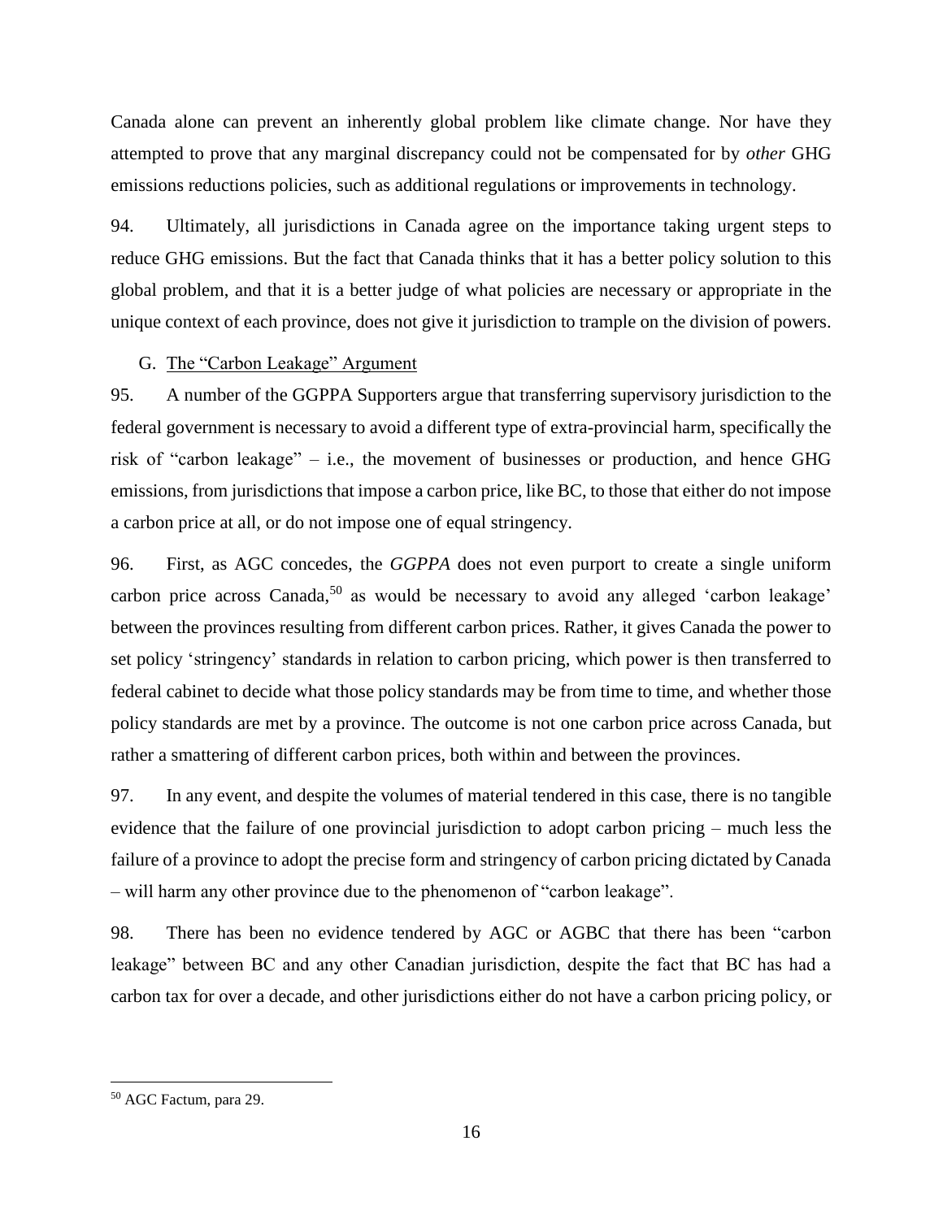Canada alone can prevent an inherently global problem like climate change. Nor have they attempted to prove that any marginal discrepancy could not be compensated for by *other* GHG emissions reductions policies, such as additional regulations or improvements in technology.

94. Ultimately, all jurisdictions in Canada agree on the importance taking urgent steps to reduce GHG emissions. But the fact that Canada thinks that it has a better policy solution to this global problem, and that it is a better judge of what policies are necessary or appropriate in the unique context of each province, does not give it jurisdiction to trample on the division of powers.

G. The "Carbon Leakage" Argument

95. A number of the GGPPA Supporters argue that transferring supervisory jurisdiction to the federal government is necessary to avoid a different type of extra-provincial harm, specifically the risk of "carbon leakage" – i.e., the movement of businesses or production, and hence GHG emissions, from jurisdictions that impose a carbon price, like BC, to those that either do not impose a carbon price at all, or do not impose one of equal stringency.

96. First, as AGC concedes, the *GGPPA* does not even purport to create a single uniform carbon price across Canada,[50] as would be necessary to avoid any alleged 'carbon leakage' between the provinces resulting from different carbon prices. Rather, it gives Canada the power to set policy 'stringency' standards in relation to carbon pricing, which power is then transferred to federal cabinet to decide what those policy standards may be from time to time, and whether those policy standards are met by a province. The outcome is not one carbon price across Canada, but rather a smattering of different carbon prices, both within and between the provinces.

97. In any event, and despite the volumes of material tendered in this case, there is no tangible evidence that the failure of one provincial jurisdiction to adopt carbon pricing – much less the failure of a province to adopt the precise form and stringency of carbon pricing dictated by Canada – will harm any other province due to the phenomenon of "carbon leakage".

98. There has been no evidence tendered by AGC or AGBC that there has been "carbon leakage" between BC and any other Canadian jurisdiction, despite the fact that BC has had a carbon tax for over a decade, and other jurisdictions either do not have a carbon pricing policy, or

[50] AGC Factum, para 29.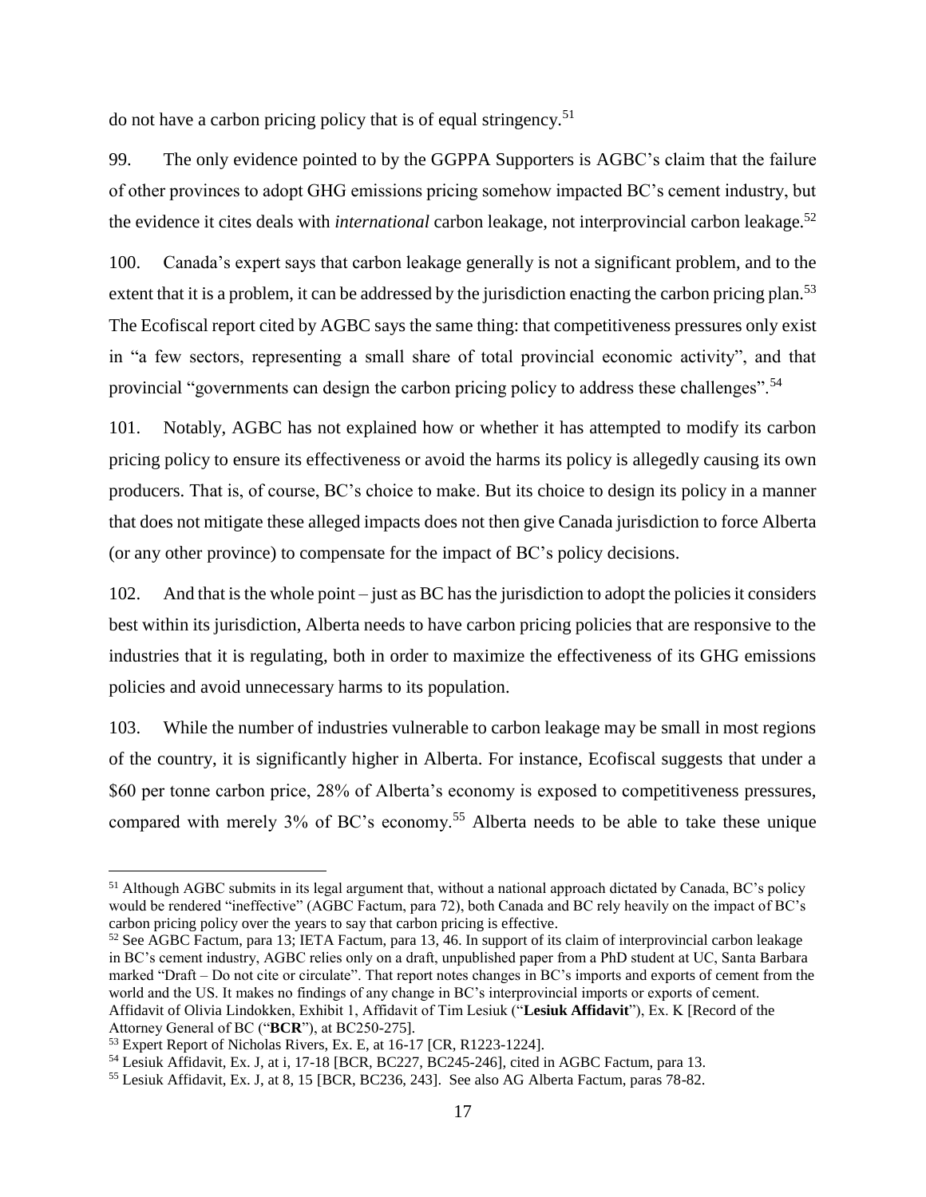do not have a carbon pricing policy that is of equal stringency.[51]

99. The only evidence pointed to by the GGPPA Supporters is AGBC's claim that the failure of other provinces to adopt GHG emissions pricing somehow impacted BC's cement industry, but the evidence it cites deals with *international* carbon leakage, not interprovincial carbon leakage.[52]

100. Canada's expert says that carbon leakage generally is not a significant problem, and to the extent that it is a problem, it can be addressed by the jurisdiction enacting the carbon pricing plan.[53] The Ecofiscal report cited by AGBC says the same thing: that competitiveness pressures only exist in "a few sectors, representing a small share of total provincial economic activity", and that provincial "governments can design the carbon pricing policy to address these challenges".[54]

101. Notably, AGBC has not explained how or whether it has attempted to modify its carbon pricing policy to ensure its effectiveness or avoid the harms its policy is allegedly causing its own producers. That is, of course, BC's choice to make. But its choice to design its policy in a manner that does not mitigate these alleged impacts does not then give Canada jurisdiction to force Alberta (or any other province) to compensate for the impact of BC's policy decisions.

102. And that is the whole point – just as BC has the jurisdiction to adopt the policies it considers best within its jurisdiction, Alberta needs to have carbon pricing policies that are responsive to the industries that it is regulating, both in order to maximize the effectiveness of its GHG emissions policies and avoid unnecessary harms to its population.

103. While the number of industries vulnerable to carbon leakage may be small in most regions of the country, it is significantly higher in Alberta. For instance, Ecofiscal suggests that under a \$60 per tonne carbon price, 28% of Alberta's economy is exposed to competitiveness pressures, compared with merely 3% of BC's economy.[55] Alberta needs to be able to take these unique

---

[51] Although AGBC submits in its legal argument that, without a national approach dictated by Canada, BC's policy would be rendered "ineffective" (AGBC Factum, para 72), both Canada and BC rely heavily on the impact of BC's carbon pricing policy over the years to say that carbon pricing is effective.

[52] See AGBC Factum, para 13; IETA Factum, para 13, 46. In support of its claim of interprovincial carbon leakage in BC's cement industry, AGBC relies only on a draft, unpublished paper from a PhD student at UC, Santa Barbara marked "Draft – Do not cite or circulate". That report notes changes in BC's imports and exports of cement from the world and the US. It makes no findings of any change in BC's interprovincial imports or exports of cement. Affidavit of Olivia Lindokken, Exhibit 1, Affidavit of Tim Lesiuk ("**Lesiuk Affidavit**"), Ex. K [Record of the Attorney General of BC ("**BCR**"), at BC250-275].

[53] Expert Report of Nicholas Rivers, Ex. E, at 16-17 [CR, R1223-1224].

[54] Lesiuk Affidavit, Ex. J, at i, 17-18 [BCR, BC227, BC245-246], cited in AGBC Factum, para 13.

[55] Lesiuk Affidavit, Ex. J, at 8, 15 [BCR, BC236, 243]. See also AG Alberta Factum, paras 78-82.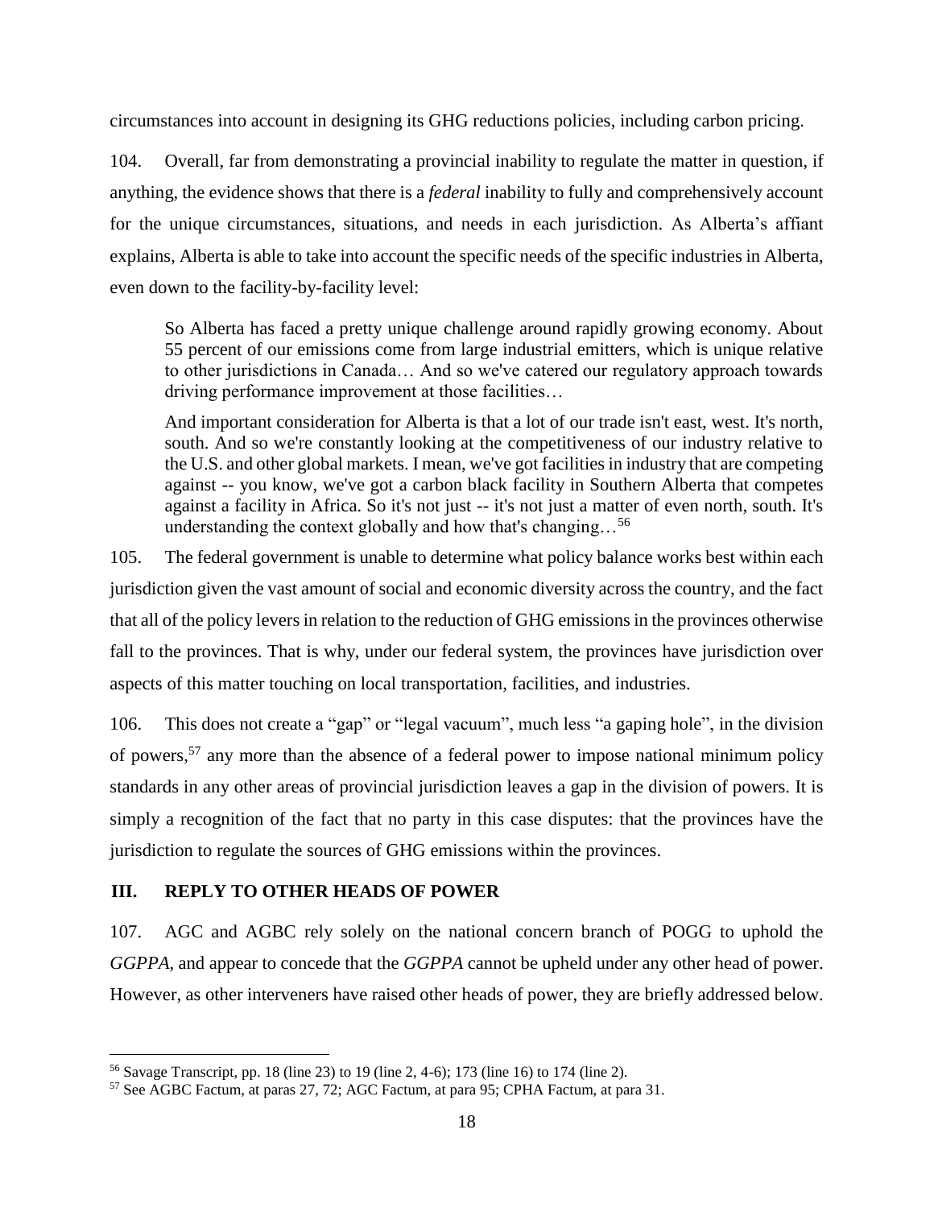circumstances into account in designing its GHG reductions policies, including carbon pricing.

104. Overall, far from demonstrating a provincial inability to regulate the matter in question, if anything, the evidence shows that there is a *federal* inability to fully and comprehensively account for the unique circumstances, situations, and needs in each jurisdiction. As Alberta's affiant explains, Alberta is able to take into account the specific needs of the specific industries in Alberta, even down to the facility-by-facility level:

> So Alberta has faced a pretty unique challenge around rapidly growing economy. About 55 percent of our emissions come from large industrial emitters, which is unique relative to other jurisdictions in Canada… And so we've catered our regulatory approach towards driving performance improvement at those facilities…
>
> And important consideration for Alberta is that a lot of our trade isn't east, west. It's north, south. And so we're constantly looking at the competitiveness of our industry relative to the U.S. and other global markets. I mean, we've got facilities in industry that are competing against -- you know, we've got a carbon black facility in Southern Alberta that competes against a facility in Africa. So it's not just -- it's not just a matter of even north, south. It's understanding the context globally and how that's changing…[56]

105. The federal government is unable to determine what policy balance works best within each jurisdiction given the vast amount of social and economic diversity across the country, and the fact that all of the policy levers in relation to the reduction of GHG emissions in the provinces otherwise fall to the provinces. That is why, under our federal system, the provinces have jurisdiction over aspects of this matter touching on local transportation, facilities, and industries.

106. This does not create a "gap" or "legal vacuum", much less "a gaping hole", in the division of powers,[57] any more than the absence of a federal power to impose national minimum policy standards in any other areas of provincial jurisdiction leaves a gap in the division of powers. It is simply a recognition of the fact that no party in this case disputes: that the provinces have the jurisdiction to regulate the sources of GHG emissions within the provinces.

## III. REPLY TO OTHER HEADS OF POWER

107. AGC and AGBC rely solely on the national concern branch of POGG to uphold the *GGPPA*, and appear to concede that the *GGPPA* cannot be upheld under any other head of power. However, as other interveners have raised other heads of power, they are briefly addressed below.

---

[56] Savage Transcript, pp. 18 (line 23) to 19 (line 2, 4-6); 173 (line 16) to 174 (line 2).

[57] See AGBC Factum, at paras 27, 72; AGC Factum, at para 95; CPHA Factum, at para 31.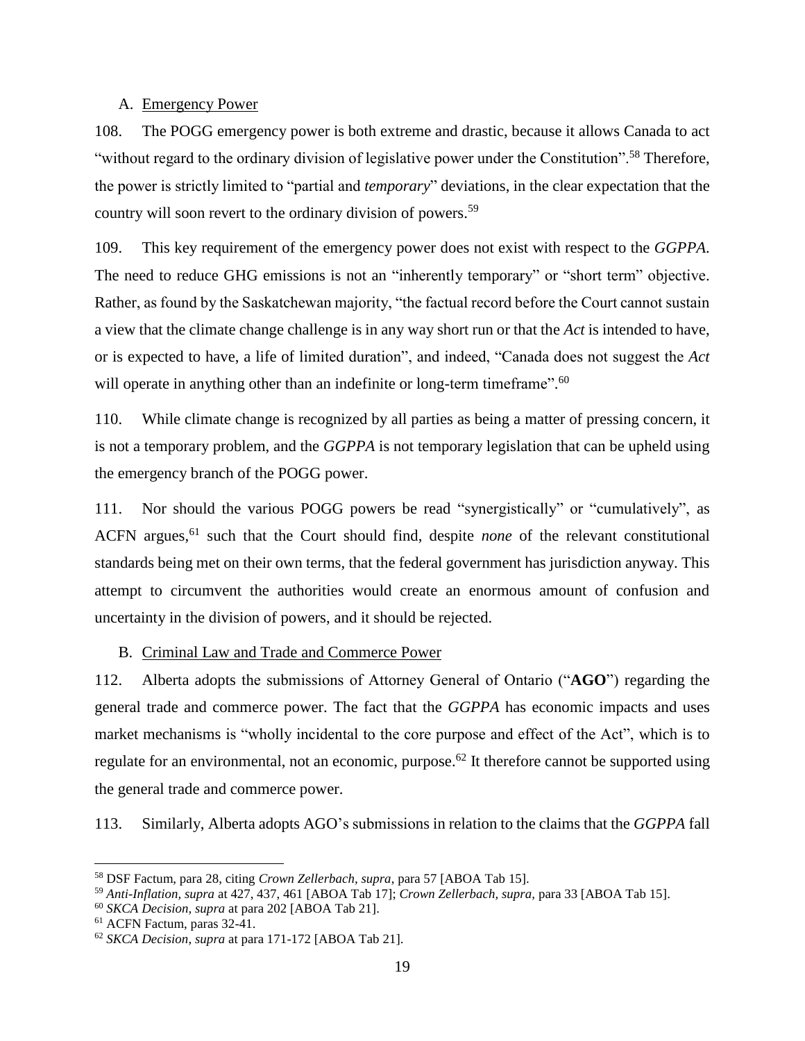### A. <u>Emergency Power</u>

108. The POGG emergency power is both extreme and drastic, because it allows Canada to act "without regard to the ordinary division of legislative power under the Constitution".[58] Therefore, the power is strictly limited to "partial and *temporary*" deviations, in the clear expectation that the country will soon revert to the ordinary division of powers.[59]

109. This key requirement of the emergency power does not exist with respect to the *GGPPA*. The need to reduce GHG emissions is not an "inherently temporary" or "short term" objective. Rather, as found by the Saskatchewan majority, "the factual record before the Court cannot sustain a view that the climate change challenge is in any way short run or that the *Act* is intended to have, or is expected to have, a life of limited duration", and indeed, "Canada does not suggest the *Act* will operate in anything other than an indefinite or long-term timeframe".[60]

110. While climate change is recognized by all parties as being a matter of pressing concern, it is not a temporary problem, and the *GGPPA* is not temporary legislation that can be upheld using the emergency branch of the POGG power.

111. Nor should the various POGG powers be read "synergistically" or "cumulatively", as ACFN argues,[61] such that the Court should find, despite *none* of the relevant constitutional standards being met on their own terms, that the federal government has jurisdiction anyway. This attempt to circumvent the authorities would create an enormous amount of confusion and uncertainty in the division of powers, and it should be rejected.

### B. <u>Criminal Law and Trade and Commerce Power</u>

112. Alberta adopts the submissions of Attorney General of Ontario ("**AGO**") regarding the general trade and commerce power. The fact that the *GGPPA* has economic impacts and uses market mechanisms is "wholly incidental to the core purpose and effect of the Act", which is to regulate for an environmental, not an economic, purpose.[62] It therefore cannot be supported using the general trade and commerce power.

113. Similarly, Alberta adopts AGO's submissions in relation to the claims that the *GGPPA* fall

---

[58] DSF Factum, para 28, citing *Crown Zellerbach, supra*, para 57 [ABOA Tab 15].

[59] *Anti-Inflation, supra* at 427, 437, 461 [ABOA Tab 17]; *Crown Zellerbach, supra*, para 33 [ABOA Tab 15].

[60] *SKCA Decision, supra* at para 202 [ABOA Tab 21].

[61] ACFN Factum, paras 32-41.

[62] *SKCA Decision*, *supra* at para 171-172 [ABOA Tab 21].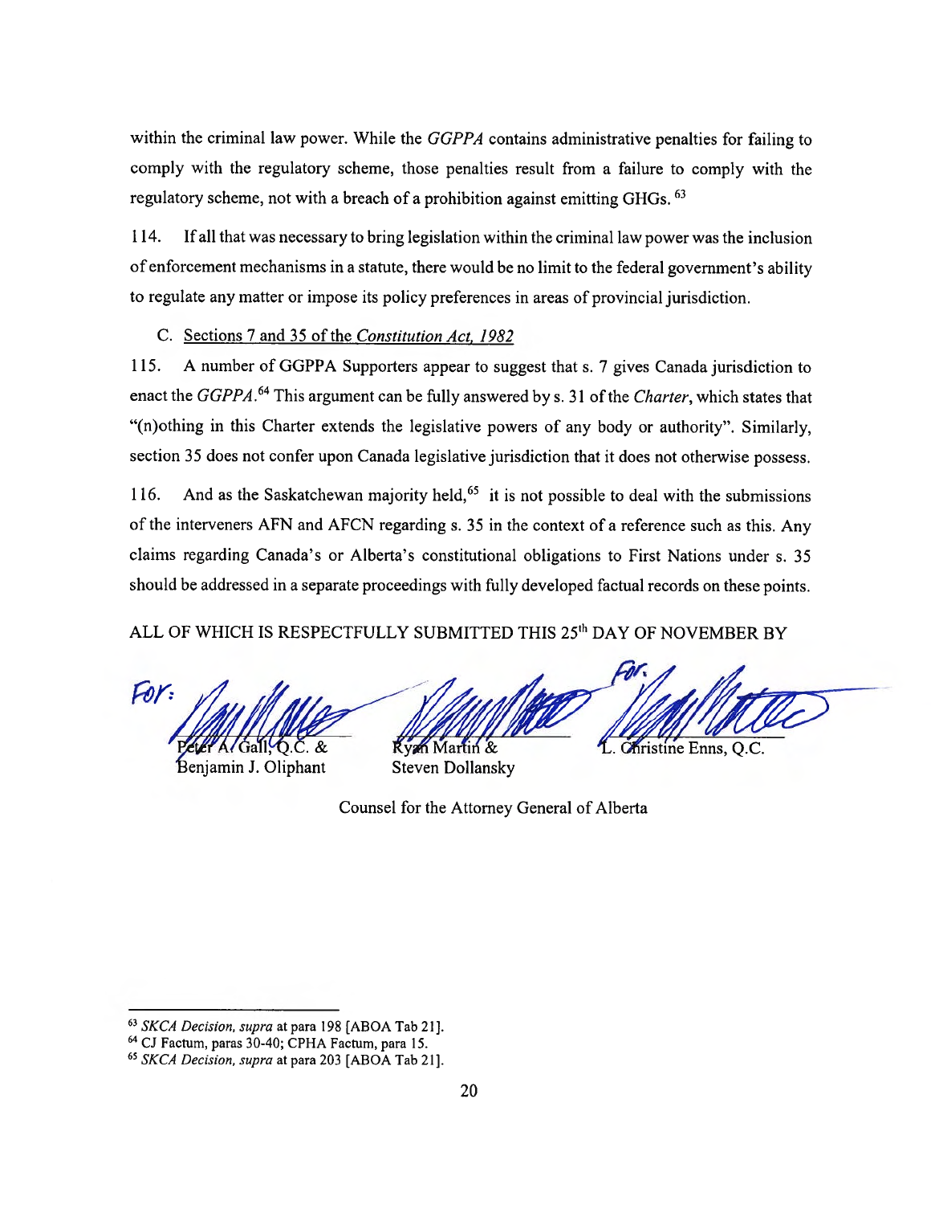within the criminal law power. While the *GGPPA* contains administrative penalties for failing to comply with the regulatory scheme, those penalties result from a failure to comply with the regulatory scheme, not with a breach of a prohibition against emitting GHGs.[63]

114. If all that was necessary to bring legislation within the criminal law power was the inclusion of enforcement mechanisms in a statute, there would be no limit to the federal government's ability to regulate any matter or impose its policy preferences in areas of provincial jurisdiction.

### C. Sections 7 and 35 of the *Constitution Act, 1982*

115. A number of GGPPA Supporters appear to suggest that s. 7 gives Canada jurisdiction to enact the *GGPPA*.[64] This argument can be fully answered by s. 31 of the *Charter*, which states that "(n)othing in this Charter extends the legislative powers of any body or authority". Similarly, section 35 does not confer upon Canada legislative jurisdiction that it does not otherwise possess.

116. And as the Saskatchewan majority held,[65] it is not possible to deal with the submissions of the interveners AFN and AFCN regarding s. 35 in the context of a reference such as this. Any claims regarding Canada's or Alberta's constitutional obligations to First Nations under s. 35 should be addressed in a separate proceedings with fully developed factual records on these points.

ALL OF WHICH IS RESPECTFULLY SUBMITTED THIS 25th DAY OF NOVEMBER BY

For: Peter A. Gall, Q.C. & Benjamin J. Oliphant

Ryan Martin & Steven Dollansky

For: L. Christine Enns, Q.C.

Counsel for the Attorney General of Alberta

---

[63] *SKCA Decision, supra* at para 198 [ABOA Tab 21].

[64] CJ Factum, paras 30-40; CPHA Factum, para 15.

[65] *SKCA Decision, supra* at para 203 [ABOA Tab 21].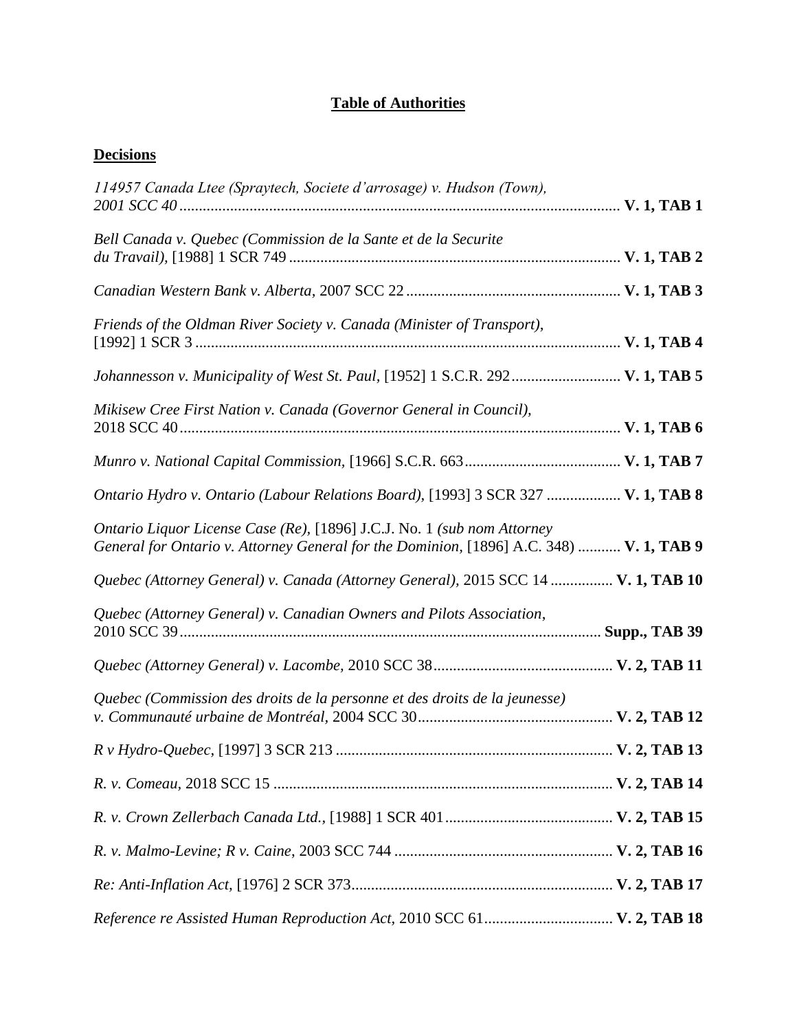**Table of Authorities**

**Decisions**

*114957 Canada Ltee (Spraytech, Societe d'arrosage) v. Hudson (Town), 2001 SCC 40* ........ **V. 1, TAB 1**

*Bell Canada v. Quebec (Commission de la Sante et de la Securite du Travail),* [1988] 1 SCR 749 ........ **V. 1, TAB 2**

*Canadian Western Bank v. Alberta,* 2007 SCC 22 ........ **V. 1, TAB 3**

*Friends of the Oldman River Society v. Canada (Minister of Transport),* [1992] 1 SCR 3 ........ **V. 1, TAB 4**

*Johannesson v. Municipality of West St. Paul*, [1952] 1 S.C.R. 292 ........ **V. 1, TAB 5**

*Mikisew Cree First Nation v. Canada (Governor General in Council),* 2018 SCC 40 ........ **V. 1, TAB 6**

*Munro v. National Capital Commission,* [1966] S.C.R. 663 ........ **V. 1, TAB 7**

*Ontario Hydro v. Ontario (Labour Relations Board),* [1993] 3 SCR 327 ........ **V. 1, TAB 8**

*Ontario Liquor License Case (Re),* [1896] J.C.J. No. 1 *(sub nom Attorney General for Ontario v. Attorney General for the Dominion,* [1896] A.C. 348) ........ **V. 1, TAB 9**

*Quebec (Attorney General) v. Canada (Attorney General),* 2015 SCC 14 ........ **V. 1, TAB 10**

*Quebec (Attorney General) v. Canadian Owners and Pilots Association*, 2010 SCC 39 ........ **Supp., TAB 39**

*Quebec (Attorney General) v. Lacombe,* 2010 SCC 38 ........ **V. 2, TAB 11**

*Quebec (Commission des droits de la personne et des droits de la jeunesse) v. Communauté urbaine de Montréal,* 2004 SCC 30 ........ **V. 2, TAB 12**

*R v Hydro-Quebec,* [1997] 3 SCR 213 ........ **V. 2, TAB 13**

*R. v. Comeau,* 2018 SCC 15 ........ **V. 2, TAB 14**

*R. v. Crown Zellerbach Canada Ltd.,* [1988] 1 SCR 401 ........ **V. 2, TAB 15**

*R. v. Malmo-Levine; R v. Caine*, 2003 SCC 744 ........ **V. 2, TAB 16**

*Re: Anti-Inflation Act,* [1976] 2 SCR 373 ........ **V. 2, TAB 17**

*Reference re Assisted Human Reproduction Act,* 2010 SCC 61 ........ **V. 2, TAB 18**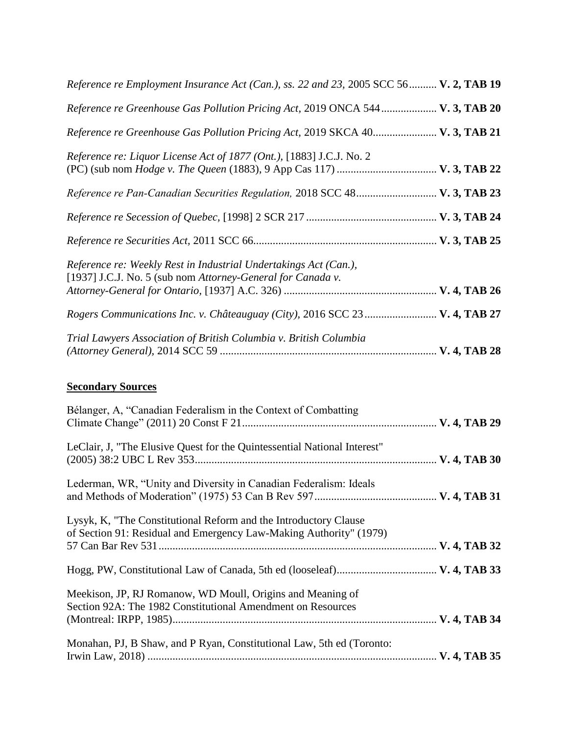*Reference re Employment Insurance Act (Can.), ss. 22 and 23*, 2005 SCC 56.......... **V. 2, TAB 19**

*Reference re Greenhouse Gas Pollution Pricing Act*, 2019 ONCA 544.................... **V. 3, TAB 20**

*Reference re Greenhouse Gas Pollution Pricing Act*, 2019 SKCA 40....................... **V. 3, TAB 21**

*Reference re: Liquor License Act of 1877 (Ont.)*, [1883] J.C.J. No. 2 (PC) (sub nom *Hodge v. The Queen* (1883), 9 App Cas 117) .................................... **V. 3, TAB 22**

*Reference re Pan-Canadian Securities Regulation,* 2018 SCC 48............................ **V. 3, TAB 23**

*Reference re Secession of Quebec*, [1998] 2 SCR 217 .............................................. **V. 3, TAB 24**

*Reference re Securities Act*, 2011 SCC 66................................................................. **V. 3, TAB 25**

*Reference re: Weekly Rest in Industrial Undertakings Act (Can.)*, [1937] J.C.J. No. 5 (sub nom *Attorney-General for Canada v. Attorney-General for Ontario*, [1937] A.C. 326) ...................................................... **V. 4, TAB 26**

*Rogers Communications Inc. v. Châteauguay (City)*, 2016 SCC 23.......................... **V. 4, TAB 27**

*Trial Lawyers Association of British Columbia v. British Columbia (Attorney General)*, 2014 SCC 59 ............................................................................. **V. 4, TAB 28**

**Secondary Sources**

Bélanger, A, "Canadian Federalism in the Context of Combatting Climate Change" (2011) 20 Const F 21..................................................................... **V. 4, TAB 29**

LeClair, J, "The Elusive Quest for the Quintessential National Interest" (2005) 38:2 UBC L Rev 353...................................................................................... **V. 4, TAB 30**

Lederman, WR, "Unity and Diversity in Canadian Federalism: Ideals and Methods of Moderation" (1975) 53 Can B Rev 597........................................... **V. 4, TAB 31**

Lysyk, K, "The Constitutional Reform and the Introductory Clause of Section 91: Residual and Emergency Law-Making Authority" (1979) 57 Can Bar Rev 531.................................................................................................... **V. 4, TAB 32**

Hogg, PW, Constitutional Law of Canada, 5th ed (looseleaf).................................... **V. 4, TAB 33**

Meekison, JP, RJ Romanow, WD Moull, Origins and Meaning of Section 92A: The 1982 Constitutional Amendment on Resources (Montreal: IRPP, 1985)............................................................................................... **V. 4, TAB 34**

Monahan, PJ, B Shaw, and P Ryan, Constitutional Law, 5th ed (Toronto: Irwin Law, 2018) ........................................................................................................ **V. 4, TAB 35**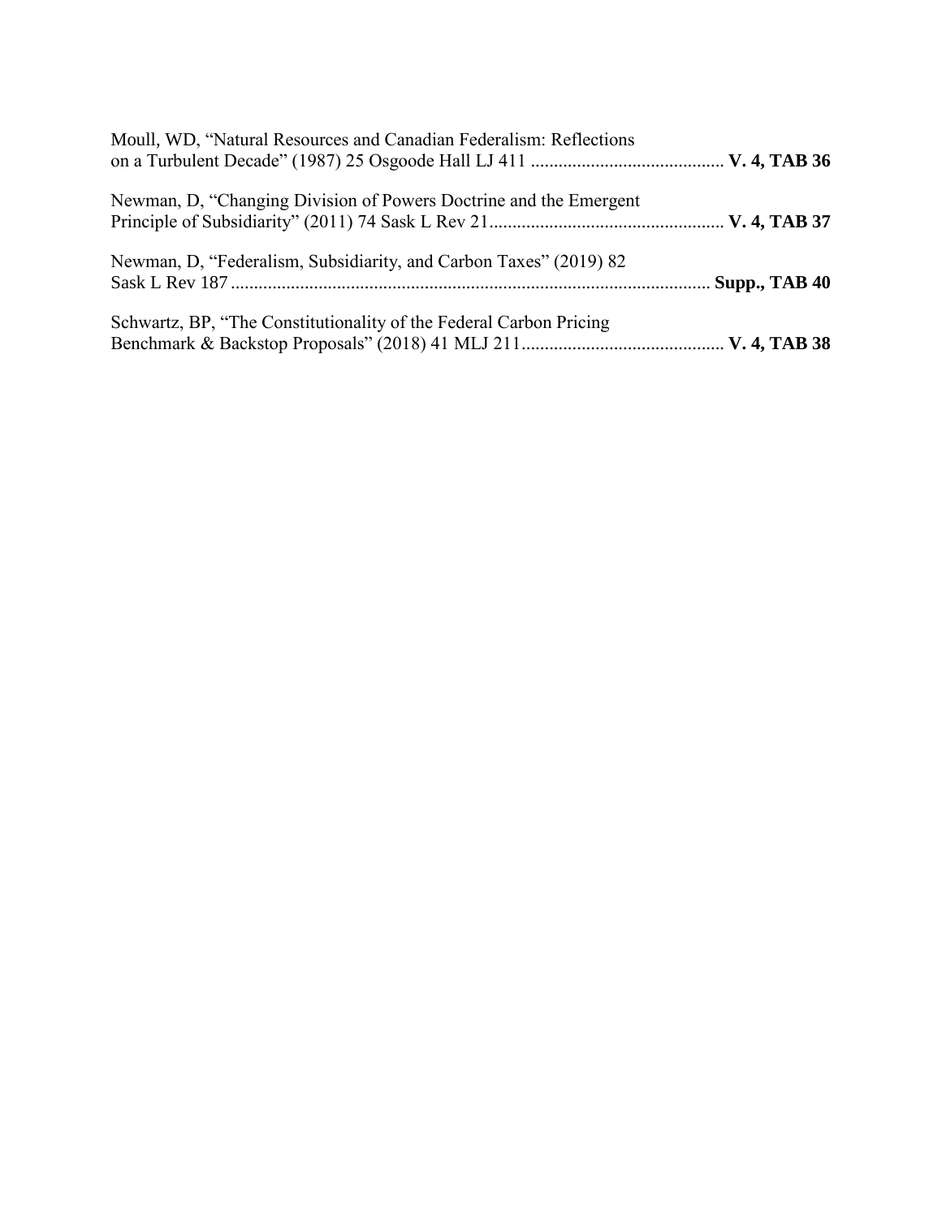Moull, WD, "Natural Resources and Canadian Federalism: Reflections on a Turbulent Decade" (1987) 25 Osgoode Hall LJ 411 .......................................... **V. 4, TAB 36**

Newman, D, "Changing Division of Powers Doctrine and the Emergent Principle of Subsidiarity" (2011) 74 Sask L Rev 21.................................................. **V. 4, TAB 37**

Newman, D, "Federalism, Subsidiarity, and Carbon Taxes" (2019) 82 Sask L Rev 187 ....................................................................................................... **Supp., TAB 40**

Schwartz, BP, "The Constitutionality of the Federal Carbon Pricing Benchmark & Backstop Proposals" (2018) 41 MLJ 211............................................ **V. 4, TAB 38**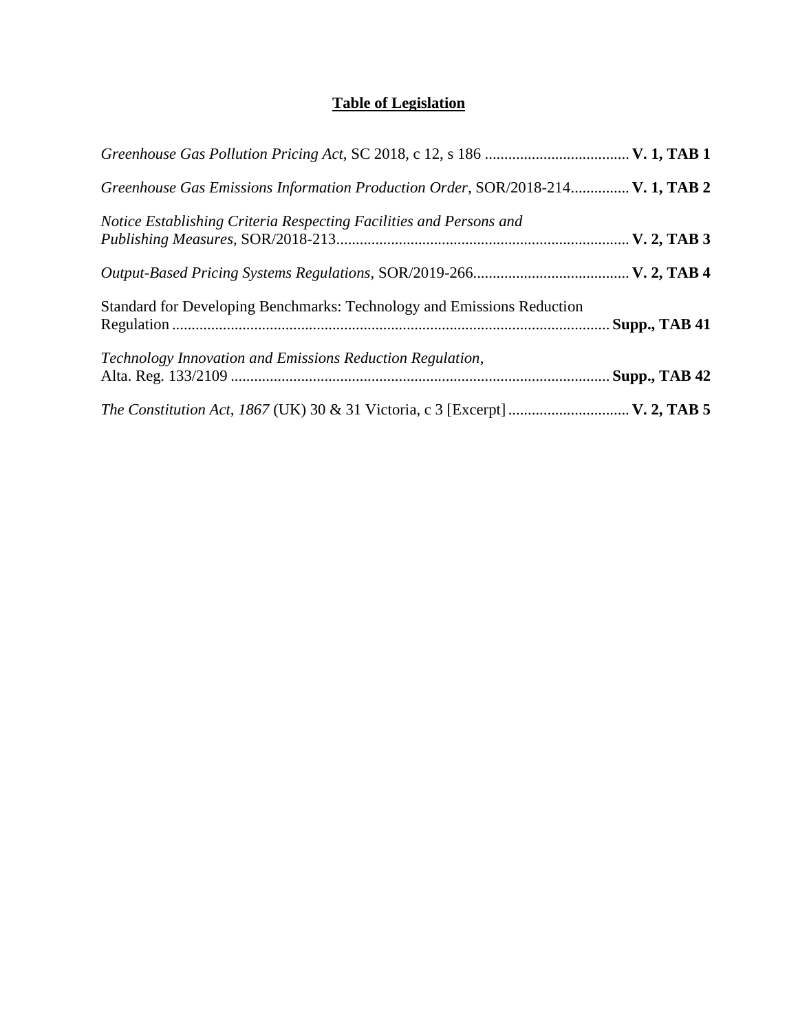**Table of Legislation**

*Greenhouse Gas Pollution Pricing Act*, SC 2018, c 12, s 186 .................................... **V. 1, TAB 1**

*Greenhouse Gas Emissions Information Production Order*, SOR/2018-214.............. **V. 1, TAB 2**

*Notice Establishing Criteria Respecting Facilities and Persons and Publishing Measures*, SOR/2018-213.......................................................................... **V. 2, TAB 3**

*Output-Based Pricing Systems Regulations*, SOR/2019-266....................................... **V. 2, TAB 4**

Standard for Developing Benchmarks: Technology and Emissions Reduction Regulation ............................................................................................................. **Supp., TAB 41**

*Technology Innovation and Emissions Reduction Regulation*, Alta. Reg. 133/2109 ................................................................................................ **Supp., TAB 42**

*The Constitution Act, 1867* (UK) 30 & 31 Victoria, c 3 [Excerpt] .............................. **V. 2, TAB 5**